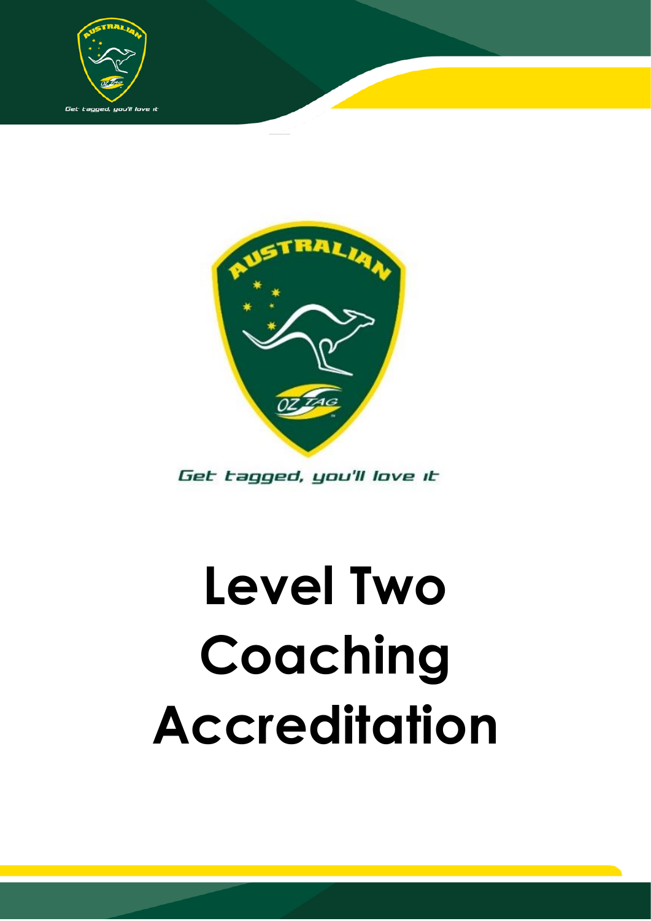Get tagged, you'll love it

# Level Two Coaching Accreditation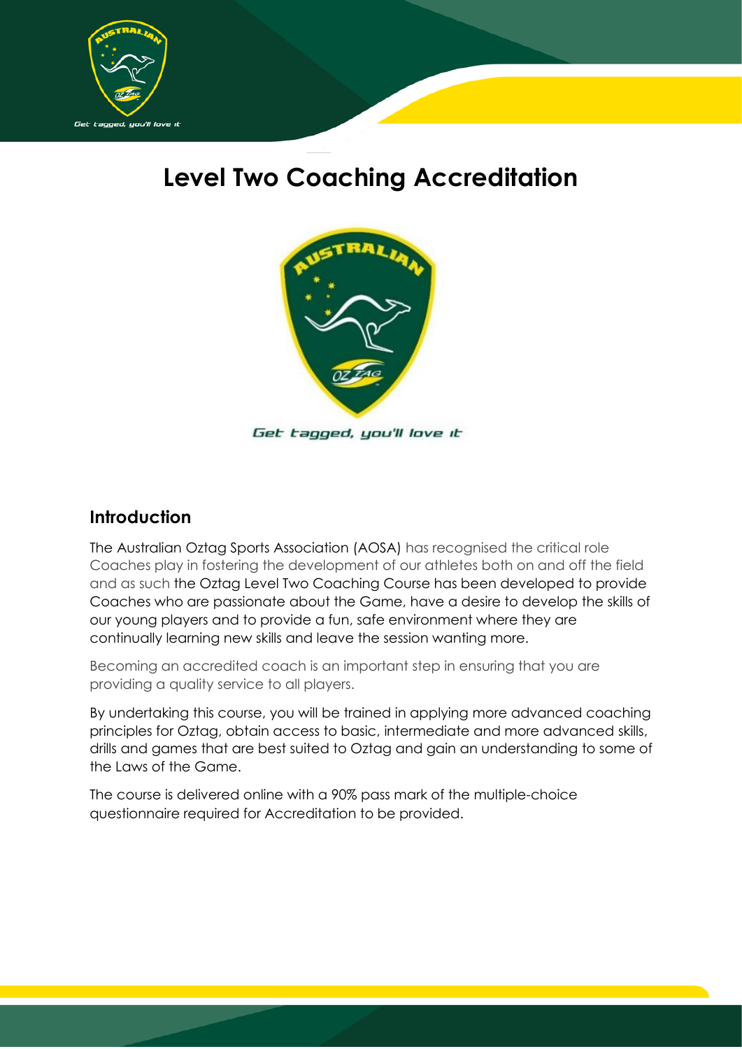# Level Two Coaching Accreditation

Get tagged, you'll love it

## Introduction

The Australian Oztag Sports Association (AOSA) has recognised the critical role Coaches play in fostering the development of our athletes both on and off the field and as such the Oztag Level Two Coaching Course has been developed to provide Coaches who are passionate about the Game, have a desire to develop the skills of our young players and to provide a fun, safe environment where they are continually learning new skills and leave the session wanting more.

Becoming an accredited coach is an important step in ensuring that you are providing a quality service to all players.

By undertaking this course, you will be trained in applying more advanced coaching principles for Oztag, obtain access to basic, intermediate and more advanced skills, drills and games that are best suited to Oztag and gain an understanding to some of the Laws of the Game.

The course is delivered online with a 90% pass mark of the multiple-choice questionnaire required for Accreditation to be provided.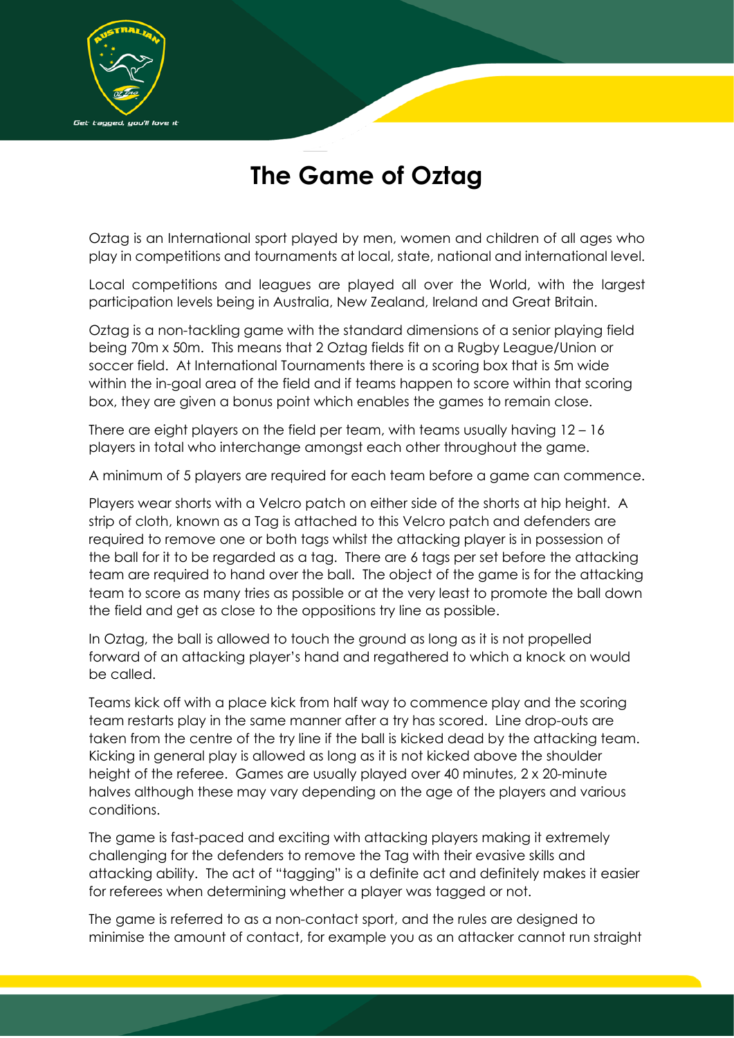# The Game of Oztag

Oztag is an International sport played by men, women and children of all ages who play in competitions and tournaments at local, state, national and international level.

Local competitions and leagues are played all over the World, with the largest participation levels being in Australia, New Zealand, Ireland and Great Britain.

Oztag is a non-tackling game with the standard dimensions of a senior playing field being 70m x 50m. This means that 2 Oztag fields fit on a Rugby League/Union or soccer field. At International Tournaments there is a scoring box that is 5m wide within the in-goal area of the field and if teams happen to score within that scoring box, they are given a bonus point which enables the games to remain close.

There are eight players on the field per team, with teams usually having 12 – 16 players in total who interchange amongst each other throughout the game.

A minimum of 5 players are required for each team before a game can commence.

Players wear shorts with a Velcro patch on either side of the shorts at hip height. A strip of cloth, known as a Tag is attached to this Velcro patch and defenders are required to remove one or both tags whilst the attacking player is in possession of the ball for it to be regarded as a tag. There are 6 tags per set before the attacking team are required to hand over the ball. The object of the game is for the attacking team to score as many tries as possible or at the very least to promote the ball down the field and get as close to the oppositions try line as possible.

In Oztag, the ball is allowed to touch the ground as long as it is not propelled forward of an attacking player's hand and regathered to which a knock on would be called.

Teams kick off with a place kick from half way to commence play and the scoring team restarts play in the same manner after a try has scored. Line drop-outs are taken from the centre of the try line if the ball is kicked dead by the attacking team. Kicking in general play is allowed as long as it is not kicked above the shoulder height of the referee. Games are usually played over 40 minutes, 2 x 20-minute halves although these may vary depending on the age of the players and various conditions.

The game is fast-paced and exciting with attacking players making it extremely challenging for the defenders to remove the Tag with their evasive skills and attacking ability. The act of "tagging" is a definite act and definitely makes it easier for referees when determining whether a player was tagged or not.

The game is referred to as a non-contact sport, and the rules are designed to minimise the amount of contact, for example you as an attacker cannot run straight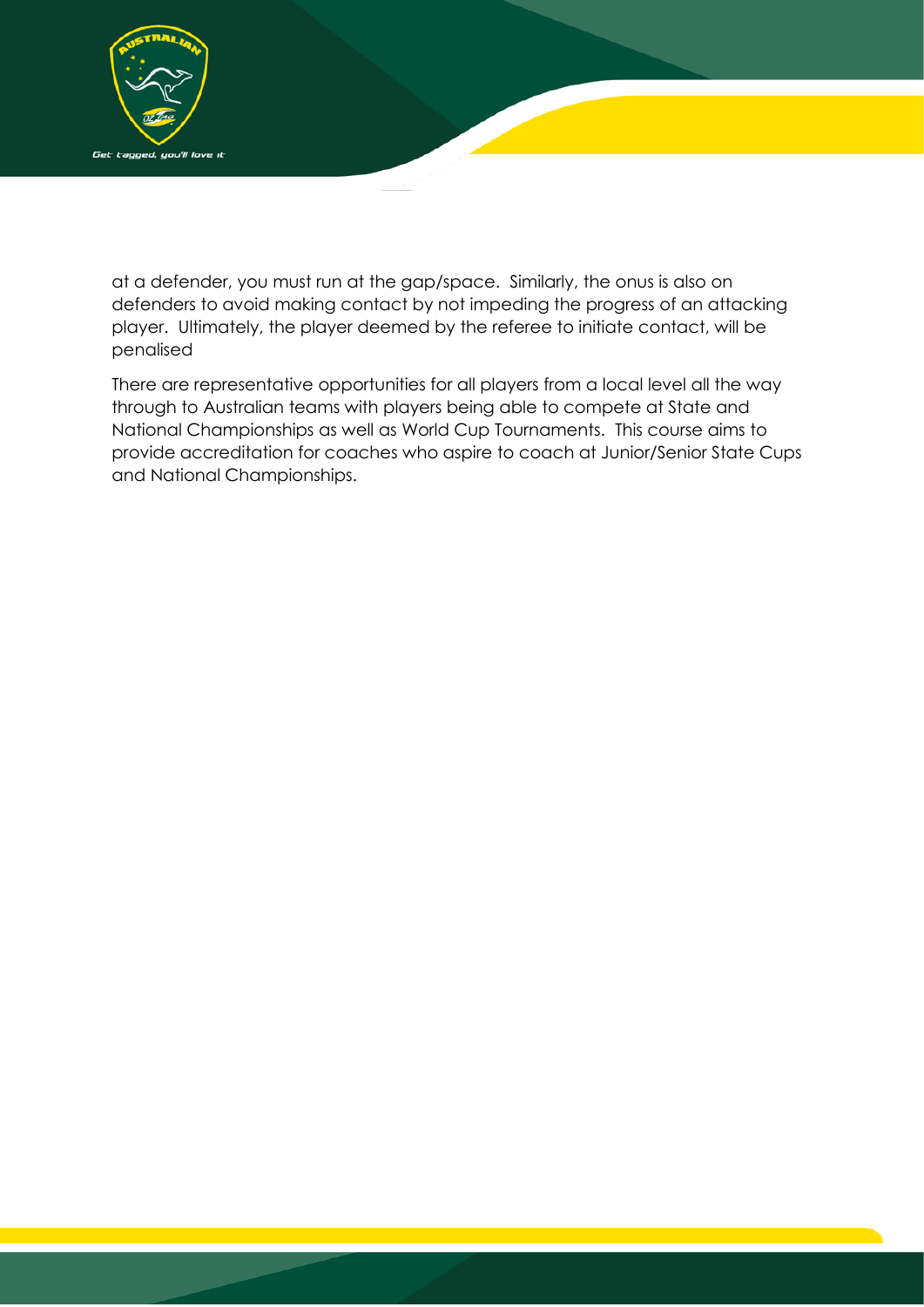at a defender, you must run at the gap/space. Similarly, the onus is also on defenders to avoid making contact by not impeding the progress of an attacking player. Ultimately, the player deemed by the referee to initiate contact, will be penalised

There are representative opportunities for all players from a local level all the way through to Australian teams with players being able to compete at State and National Championships as well as World Cup Tournaments. This course aims to provide accreditation for coaches who aspire to coach at Junior/Senior State Cups and National Championships.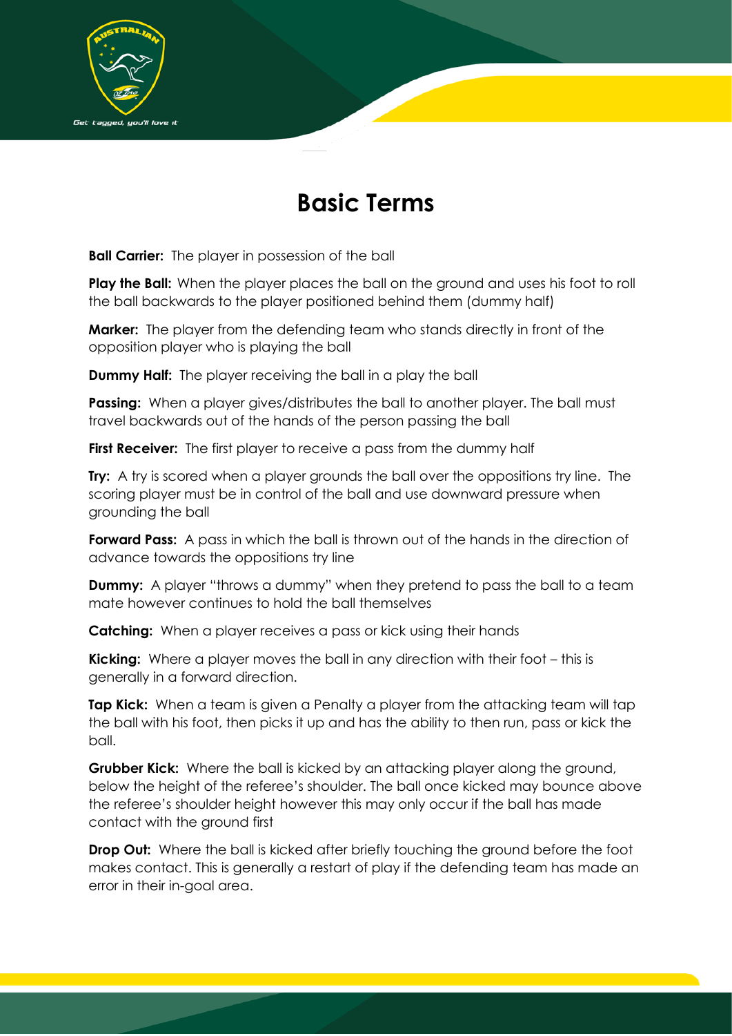# Basic Terms

**Ball Carrier:** The player in possession of the ball

**Play the Ball:** When the player places the ball on the ground and uses his foot to roll the ball backwards to the player positioned behind them (dummy half)

**Marker:** The player from the defending team who stands directly in front of the opposition player who is playing the ball

**Dummy Half:** The player receiving the ball in a play the ball

**Passing:** When a player gives/distributes the ball to another player. The ball must travel backwards out of the hands of the person passing the ball

**First Receiver:** The first player to receive a pass from the dummy half

**Try:** A try is scored when a player grounds the ball over the oppositions try line. The scoring player must be in control of the ball and use downward pressure when grounding the ball

**Forward Pass:** A pass in which the ball is thrown out of the hands in the direction of advance towards the oppositions try line

**Dummy:** A player "throws a dummy" when they pretend to pass the ball to a team mate however continues to hold the ball themselves

**Catching:** When a player receives a pass or kick using their hands

**Kicking:** Where a player moves the ball in any direction with their foot – this is generally in a forward direction.

**Tap Kick:** When a team is given a Penalty a player from the attacking team will tap the ball with his foot, then picks it up and has the ability to then run, pass or kick the ball.

**Grubber Kick:** Where the ball is kicked by an attacking player along the ground, below the height of the referee's shoulder. The ball once kicked may bounce above the referee's shoulder height however this may only occur if the ball has made contact with the ground first

**Drop Out:** Where the ball is kicked after briefly touching the ground before the foot makes contact. This is generally a restart of play if the defending team has made an error in their in-goal area.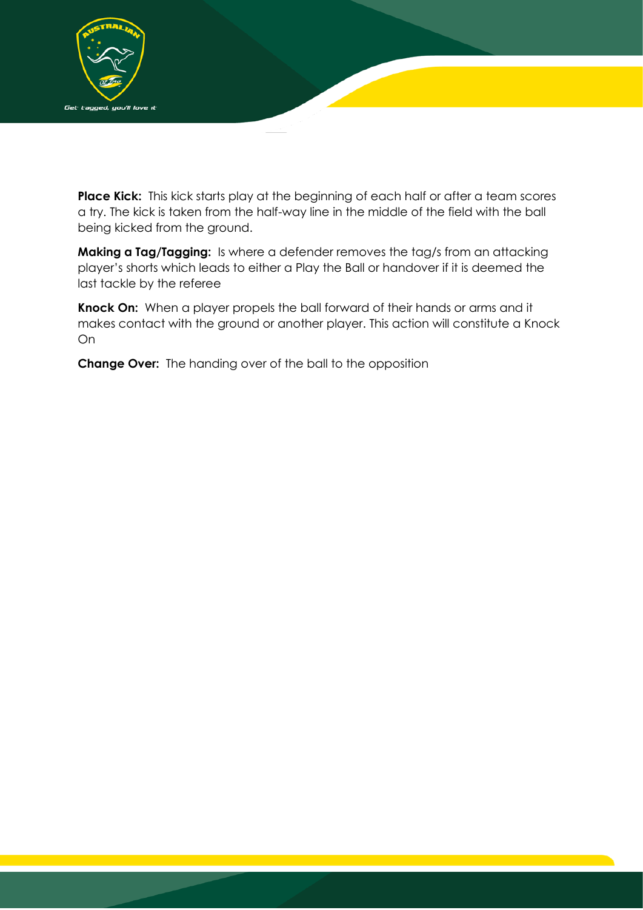**Place Kick:** This kick starts play at the beginning of each half or after a team scores a try. The kick is taken from the half-way line in the middle of the field with the ball being kicked from the ground.

**Making a Tag/Tagging:** Is where a defender removes the tag/s from an attacking player's shorts which leads to either a Play the Ball or handover if it is deemed the last tackle by the referee

**Knock On:** When a player propels the ball forward of their hands or arms and it makes contact with the ground or another player. This action will constitute a Knock On

**Change Over:** The handing over of the ball to the opposition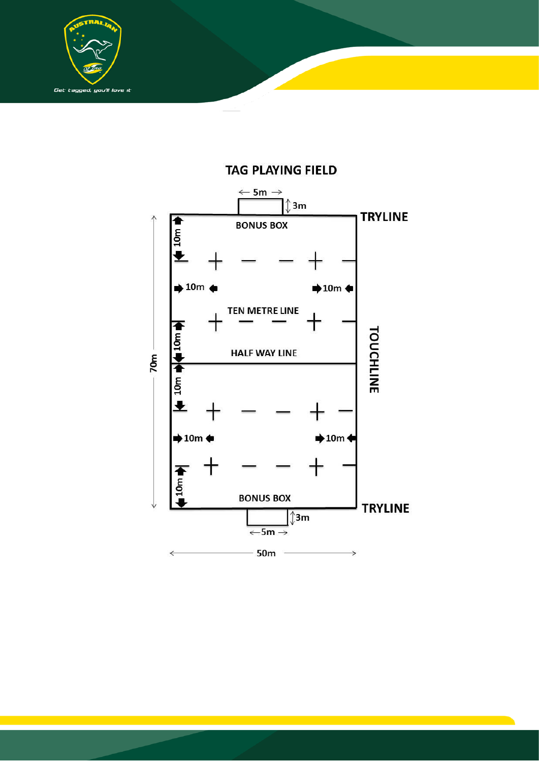## TAG PLAYING FIELD

5m

3m

TRYLINE

BONUS BOX

10m

10m

10m

TEN METRE LINE

10m

HALF WAY LINE

TOUCHLINE

70m

10m

10m

10m

10m

BONUS BOX

TRYLINE

3m

5m

50m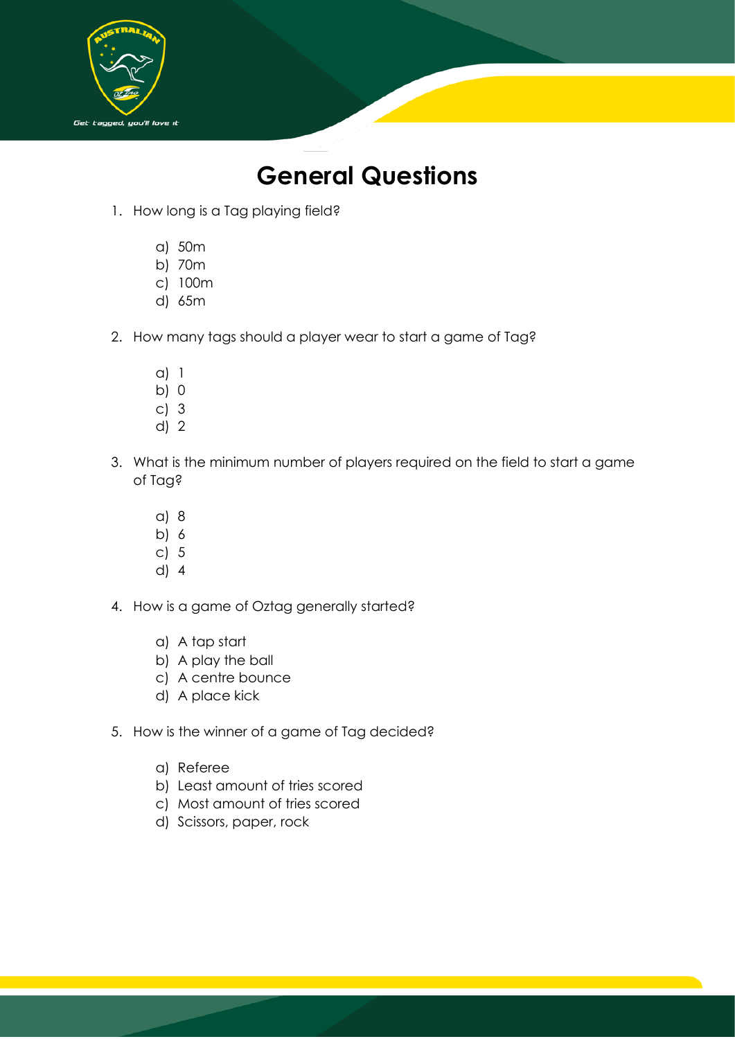# General Questions

1. How long is a Tag playing field?

    a) 50m
    b) 70m
    c) 100m
    d) 65m

2. How many tags should a player wear to start a game of Tag?

    a) 1
    b) 0
    c) 3
    d) 2

3. What is the minimum number of players required on the field to start a game of Tag?

    a) 8
    b) 6
    c) 5
    d) 4

4. How is a game of Oztag generally started?

    a) A tap start
    b) A play the ball
    c) A centre bounce
    d) A place kick

5. How is the winner of a game of Tag decided?

    a) Referee
    b) Least amount of tries scored
    c) Most amount of tries scored
    d) Scissors, paper, rock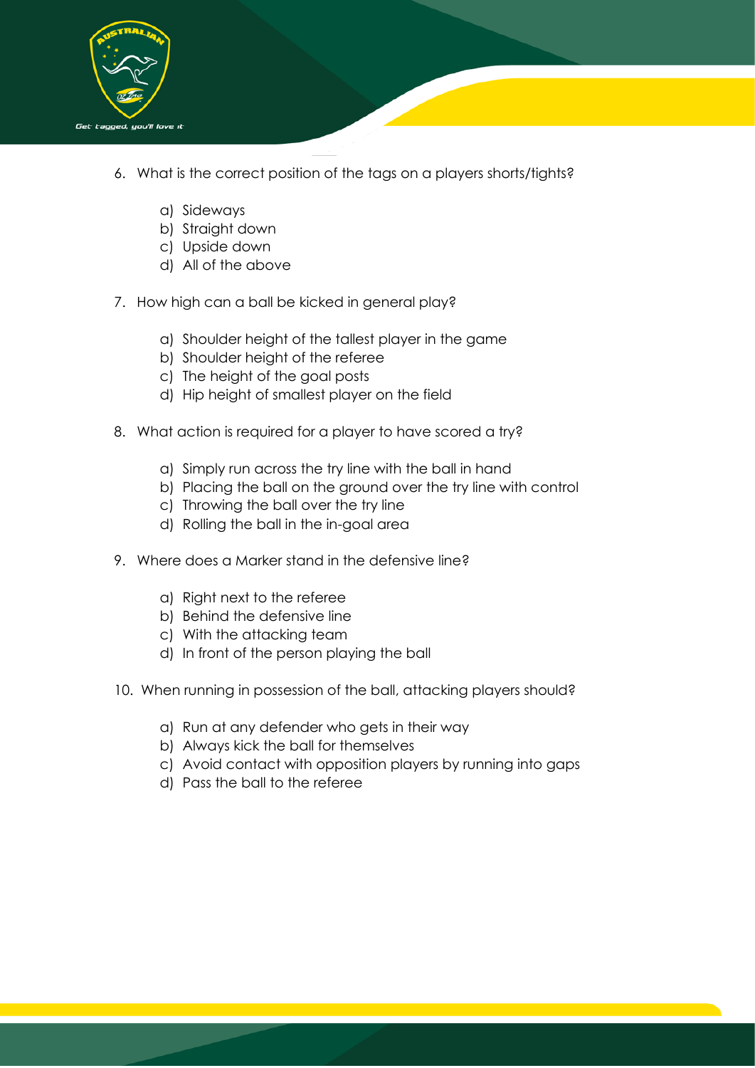6. What is the correct position of the tags on a players shorts/tights?

   a) Sideways
   b) Straight down
   c) Upside down
   d) All of the above

7. How high can a ball be kicked in general play?

   a) Shoulder height of the tallest player in the game
   b) Shoulder height of the referee
   c) The height of the goal posts
   d) Hip height of smallest player on the field

8. What action is required for a player to have scored a try?

   a) Simply run across the try line with the ball in hand
   b) Placing the ball on the ground over the try line with control
   c) Throwing the ball over the try line
   d) Rolling the ball in the in-goal area

9. Where does a Marker stand in the defensive line?

   a) Right next to the referee
   b) Behind the defensive line
   c) With the attacking team
   d) In front of the person playing the ball

10. When running in possession of the ball, attacking players should?

    a) Run at any defender who gets in their way
    b) Always kick the ball for themselves
    c) Avoid contact with opposition players by running into gaps
    d) Pass the ball to the referee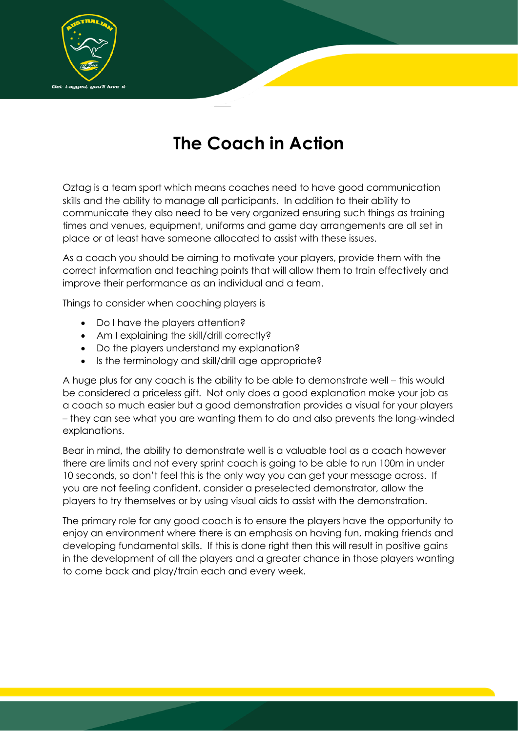# The Coach in Action

Oztag is a team sport which means coaches need to have good communication skills and the ability to manage all participants. In addition to their ability to communicate they also need to be very organized ensuring such things as training times and venues, equipment, uniforms and game day arrangements are all set in place or at least have someone allocated to assist with these issues.

As a coach you should be aiming to motivate your players, provide them with the correct information and teaching points that will allow them to train effectively and improve their performance as an individual and a team.

Things to consider when coaching players is

- Do I have the players attention?
- Am I explaining the skill/drill correctly?
- Do the players understand my explanation?
- Is the terminology and skill/drill age appropriate?

A huge plus for any coach is the ability to be able to demonstrate well – this would be considered a priceless gift. Not only does a good explanation make your job as a coach so much easier but a good demonstration provides a visual for your players – they can see what you are wanting them to do and also prevents the long-winded explanations.

Bear in mind, the ability to demonstrate well is a valuable tool as a coach however there are limits and not every sprint coach is going to be able to run 100m in under 10 seconds, so don't feel this is the only way you can get your message across. If you are not feeling confident, consider a preselected demonstrator, allow the players to try themselves or by using visual aids to assist with the demonstration.

The primary role for any good coach is to ensure the players have the opportunity to enjoy an environment where there is an emphasis on having fun, making friends and developing fundamental skills. If this is done right then this will result in positive gains in the development of all the players and a greater chance in those players wanting to come back and play/train each and every week.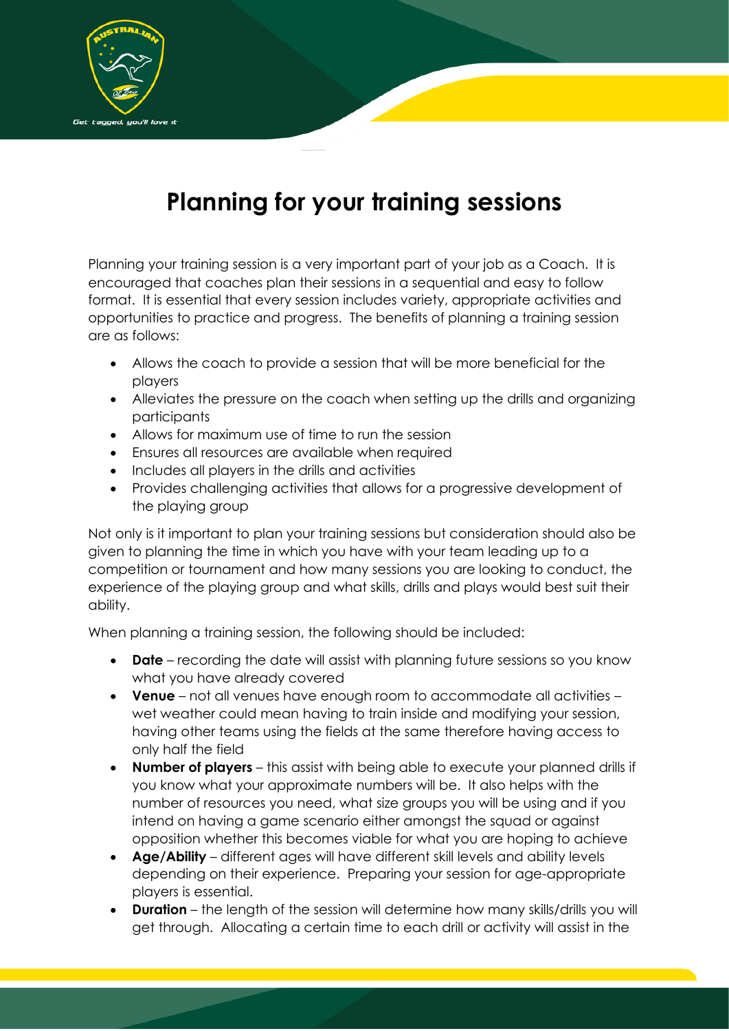# Planning for your training sessions

Planning your training session is a very important part of your job as a Coach. It is encouraged that coaches plan their sessions in a sequential and easy to follow format. It is essential that every session includes variety, appropriate activities and opportunities to practice and progress. The benefits of planning a training session are as follows:

- Allows the coach to provide a session that will be more beneficial for the players
- Alleviates the pressure on the coach when setting up the drills and organizing participants
- Allows for maximum use of time to run the session
- Ensures all resources are available when required
- Includes all players in the drills and activities
- Provides challenging activities that allows for a progressive development of the playing group

Not only is it important to plan your training sessions but consideration should also be given to planning the time in which you have with your team leading up to a competition or tournament and how many sessions you are looking to conduct, the experience of the playing group and what skills, drills and plays would best suit their ability.

When planning a training session, the following should be included:

- **Date** – recording the date will assist with planning future sessions so you know what you have already covered
- **Venue** – not all venues have enough room to accommodate all activities – wet weather could mean having to train inside and modifying your session, having other teams using the fields at the same therefore having access to only half the field
- **Number of players** – this assist with being able to execute your planned drills if you know what your approximate numbers will be. It also helps with the number of resources you need, what size groups you will be using and if you intend on having a game scenario either amongst the squad or against opposition whether this becomes viable for what you are hoping to achieve
- **Age/Ability** – different ages will have different skill levels and ability levels depending on their experience. Preparing your session for age-appropriate players is essential.
- **Duration** – the length of the session will determine how many skills/drills you will get through. Allocating a certain time to each drill or activity will assist in the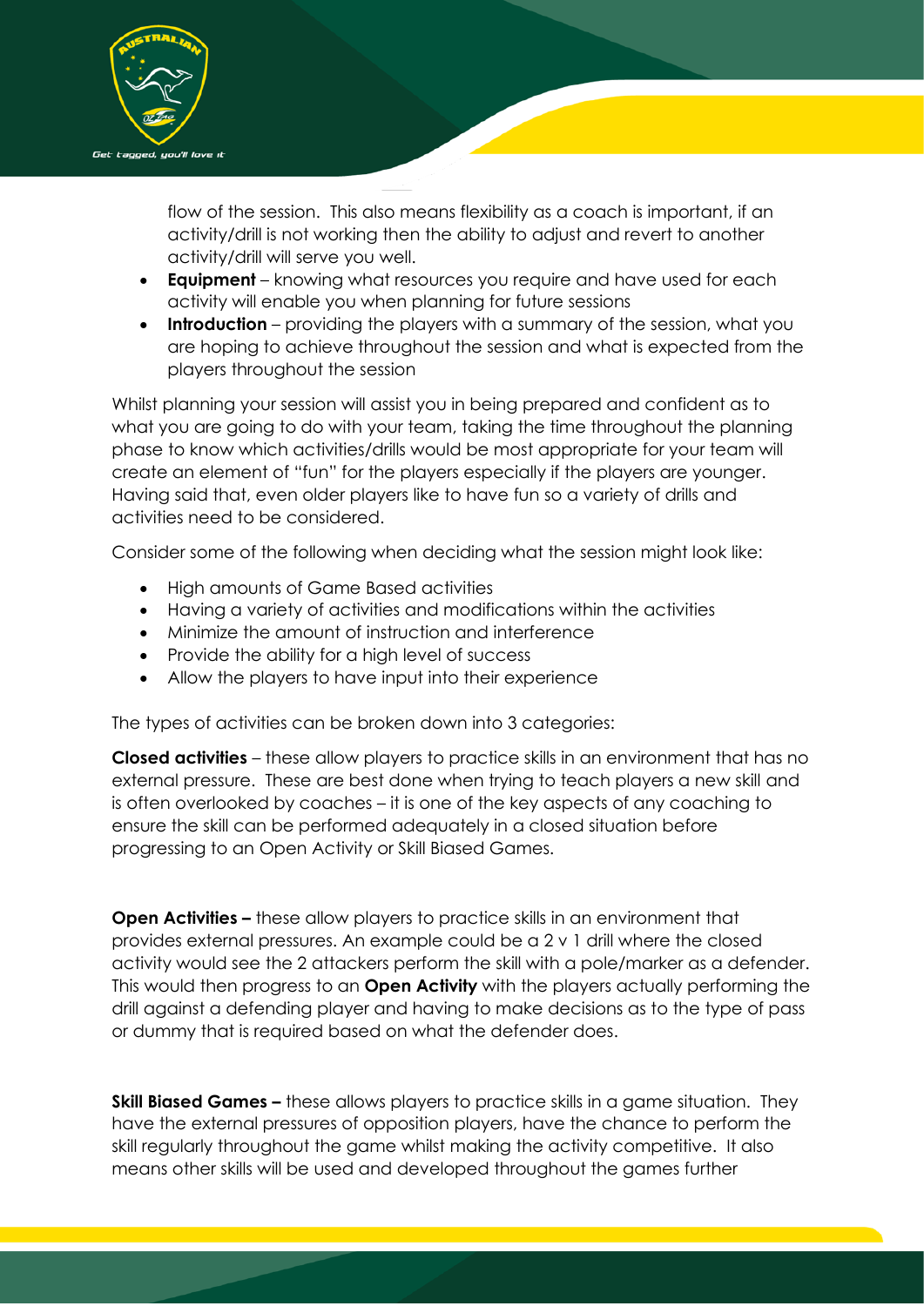flow of the session. This also means flexibility as a coach is important, if an activity/drill is not working then the ability to adjust and revert to another activity/drill will serve you well.

- **Equipment** – knowing what resources you require and have used for each activity will enable you when planning for future sessions
- **Introduction** – providing the players with a summary of the session, what you are hoping to achieve throughout the session and what is expected from the players throughout the session

Whilst planning your session will assist you in being prepared and confident as to what you are going to do with your team, taking the time throughout the planning phase to know which activities/drills would be most appropriate for your team will create an element of "fun" for the players especially if the players are younger. Having said that, even older players like to have fun so a variety of drills and activities need to be considered.

Consider some of the following when deciding what the session might look like:

- High amounts of Game Based activities
- Having a variety of activities and modifications within the activities
- Minimize the amount of instruction and interference
- Provide the ability for a high level of success
- Allow the players to have input into their experience

The types of activities can be broken down into 3 categories:

**Closed activities** – these allow players to practice skills in an environment that has no external pressure. These are best done when trying to teach players a new skill and is often overlooked by coaches – it is one of the key aspects of any coaching to ensure the skill can be performed adequately in a closed situation before progressing to an Open Activity or Skill Biased Games.

**Open Activities –** these allow players to practice skills in an environment that provides external pressures. An example could be a 2 v 1 drill where the closed activity would see the 2 attackers perform the skill with a pole/marker as a defender. This would then progress to an **Open Activity** with the players actually performing the drill against a defending player and having to make decisions as to the type of pass or dummy that is required based on what the defender does.

**Skill Biased Games –** these allows players to practice skills in a game situation. They have the external pressures of opposition players, have the chance to perform the skill regularly throughout the game whilst making the activity competitive. It also means other skills will be used and developed throughout the games further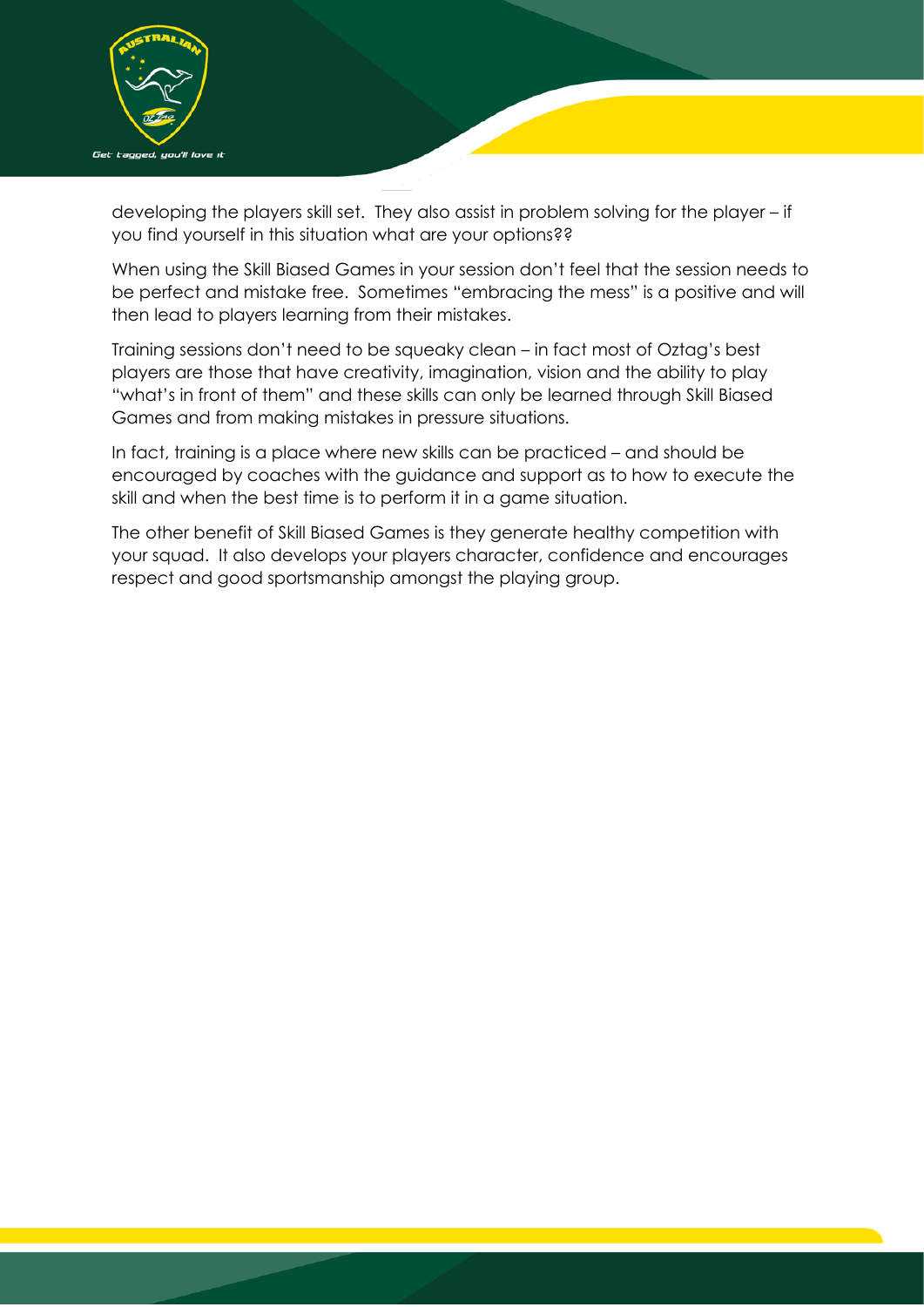developing the players skill set. They also assist in problem solving for the player – if you find yourself in this situation what are your options??

When using the Skill Biased Games in your session don't feel that the session needs to be perfect and mistake free. Sometimes "embracing the mess" is a positive and will then lead to players learning from their mistakes.

Training sessions don't need to be squeaky clean – in fact most of Oztag's best players are those that have creativity, imagination, vision and the ability to play "what's in front of them" and these skills can only be learned through Skill Biased Games and from making mistakes in pressure situations.

In fact, training is a place where new skills can be practiced – and should be encouraged by coaches with the guidance and support as to how to execute the skill and when the best time is to perform it in a game situation.

The other benefit of Skill Biased Games is they generate healthy competition with your squad. It also develops your players character, confidence and encourages respect and good sportsmanship amongst the playing group.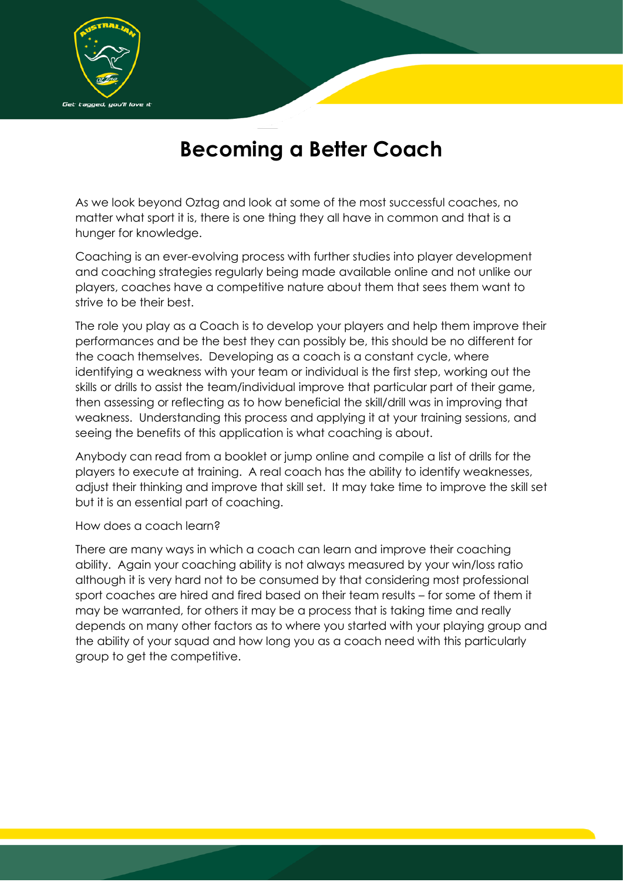# Becoming a Better Coach

As we look beyond Oztag and look at some of the most successful coaches, no matter what sport it is, there is one thing they all have in common and that is a hunger for knowledge.

Coaching is an ever-evolving process with further studies into player development and coaching strategies regularly being made available online and not unlike our players, coaches have a competitive nature about them that sees them want to strive to be their best.

The role you play as a Coach is to develop your players and help them improve their performances and be the best they can possibly be, this should be no different for the coach themselves. Developing as a coach is a constant cycle, where identifying a weakness with your team or individual is the first step, working out the skills or drills to assist the team/individual improve that particular part of their game, then assessing or reflecting as to how beneficial the skill/drill was in improving that weakness. Understanding this process and applying it at your training sessions, and seeing the benefits of this application is what coaching is about.

Anybody can read from a booklet or jump online and compile a list of drills for the players to execute at training. A real coach has the ability to identify weaknesses, adjust their thinking and improve that skill set. It may take time to improve the skill set but it is an essential part of coaching.

How does a coach learn?

There are many ways in which a coach can learn and improve their coaching ability. Again your coaching ability is not always measured by your win/loss ratio although it is very hard not to be consumed by that considering most professional sport coaches are hired and fired based on their team results – for some of them it may be warranted, for others it may be a process that is taking time and really depends on many other factors as to where you started with your playing group and the ability of your squad and how long you as a coach need with this particularly group to get the competitive.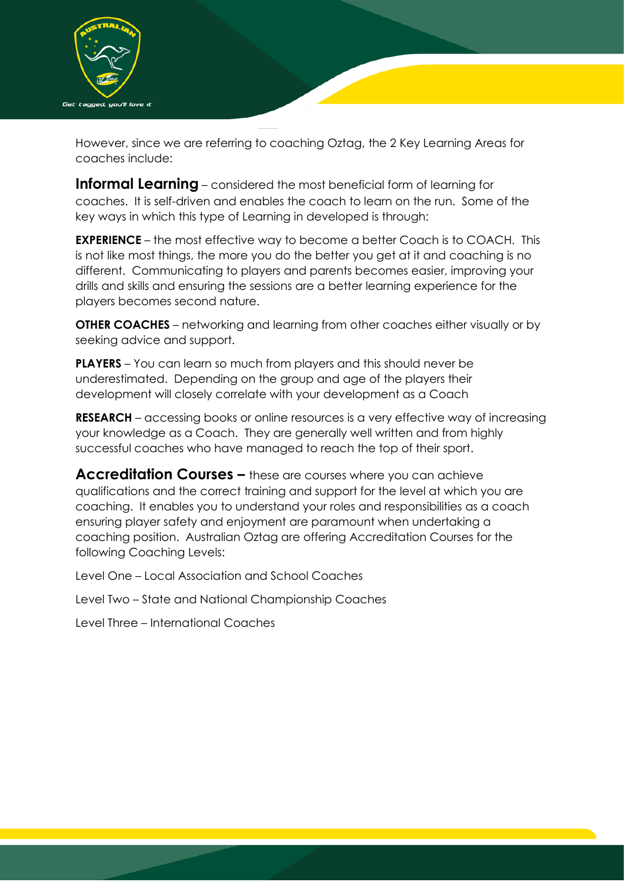However, since we are referring to coaching Oztag, the 2 Key Learning Areas for coaches include:

**Informal Learning** – considered the most beneficial form of learning for coaches. It is self-driven and enables the coach to learn on the run. Some of the key ways in which this type of Learning in developed is through:

**EXPERIENCE** – the most effective way to become a better Coach is to COACH. This is not like most things, the more you do the better you get at it and coaching is no different. Communicating to players and parents becomes easier, improving your drills and skills and ensuring the sessions are a better learning experience for the players becomes second nature.

**OTHER COACHES** – networking and learning from other coaches either visually or by seeking advice and support.

**PLAYERS** – You can learn so much from players and this should never be underestimated. Depending on the group and age of the players their development will closely correlate with your development as a Coach

**RESEARCH** – accessing books or online resources is a very effective way of increasing your knowledge as a Coach. They are generally well written and from highly successful coaches who have managed to reach the top of their sport.

**Accreditation Courses –** these are courses where you can achieve qualifications and the correct training and support for the level at which you are coaching. It enables you to understand your roles and responsibilities as a coach ensuring player safety and enjoyment are paramount when undertaking a coaching position. Australian Oztag are offering Accreditation Courses for the following Coaching Levels:

Level One – Local Association and School Coaches

Level Two – State and National Championship Coaches

Level Three – International Coaches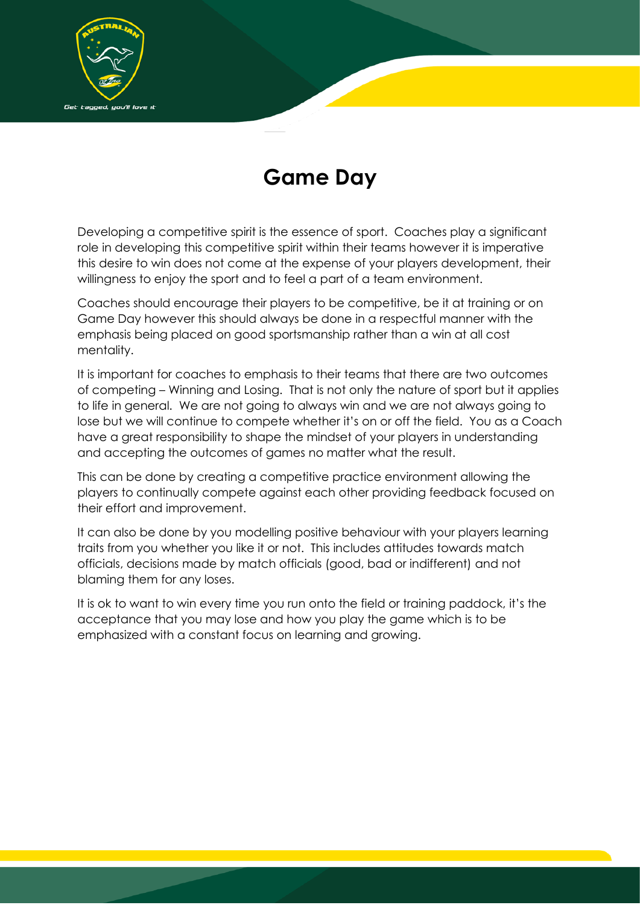# Game Day

Developing a competitive spirit is the essence of sport. Coaches play a significant role in developing this competitive spirit within their teams however it is imperative this desire to win does not come at the expense of your players development, their willingness to enjoy the sport and to feel a part of a team environment.

Coaches should encourage their players to be competitive, be it at training or on Game Day however this should always be done in a respectful manner with the emphasis being placed on good sportsmanship rather than a win at all cost mentality.

It is important for coaches to emphasis to their teams that there are two outcomes of competing – Winning and Losing. That is not only the nature of sport but it applies to life in general. We are not going to always win and we are not always going to lose but we will continue to compete whether it's on or off the field. You as a Coach have a great responsibility to shape the mindset of your players in understanding and accepting the outcomes of games no matter what the result.

This can be done by creating a competitive practice environment allowing the players to continually compete against each other providing feedback focused on their effort and improvement.

It can also be done by you modelling positive behaviour with your players learning traits from you whether you like it or not. This includes attitudes towards match officials, decisions made by match officials (good, bad or indifferent) and not blaming them for any loses.

It is ok to want to win every time you run onto the field or training paddock, it's the acceptance that you may lose and how you play the game which is to be emphasized with a constant focus on learning and growing.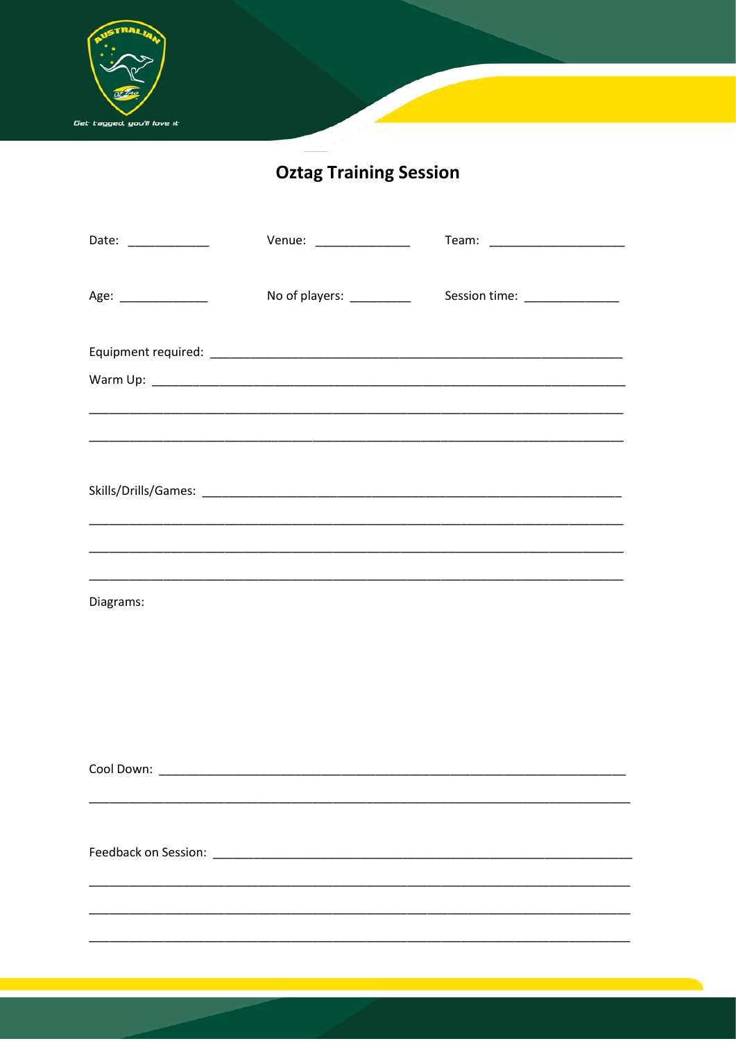# Oztag Training Session

Date: ____________ Venue: ______________ Team: ____________________

Age: _____________ No of players: _________ Session time: ______________

Equipment required: ______________________________________________________________

Warm Up: ________________________________________________________________________

_______________________________________________________________________________

_______________________________________________________________________________

Skills/Drills/Games: ______________________________________________________________

_______________________________________________________________________________

_______________________________________________________________________________

_______________________________________________________________________________

Diagrams:

Cool Down: ______________________________________________________________________

_______________________________________________________________________________

Feedback on Session: ______________________________________________________________

_______________________________________________________________________________

_______________________________________________________________________________

_______________________________________________________________________________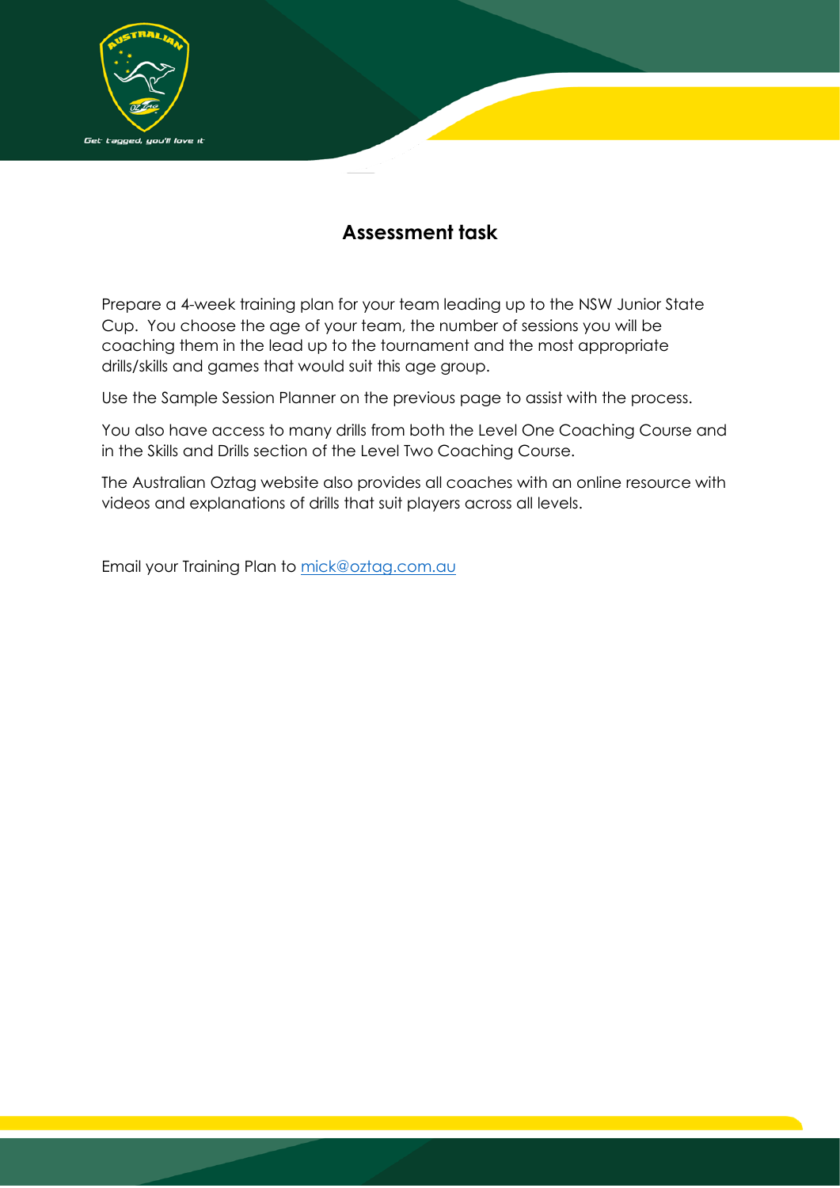## Assessment task

Prepare a 4-week training plan for your team leading up to the NSW Junior State Cup. You choose the age of your team, the number of sessions you will be coaching them in the lead up to the tournament and the most appropriate drills/skills and games that would suit this age group.

Use the Sample Session Planner on the previous page to assist with the process.

You also have access to many drills from both the Level One Coaching Course and in the Skills and Drills section of the Level Two Coaching Course.

The Australian Oztag website also provides all coaches with an online resource with videos and explanations of drills that suit players across all levels.

Email your Training Plan to [mick@oztag.com.au](mailto:mick@oztag.com.au)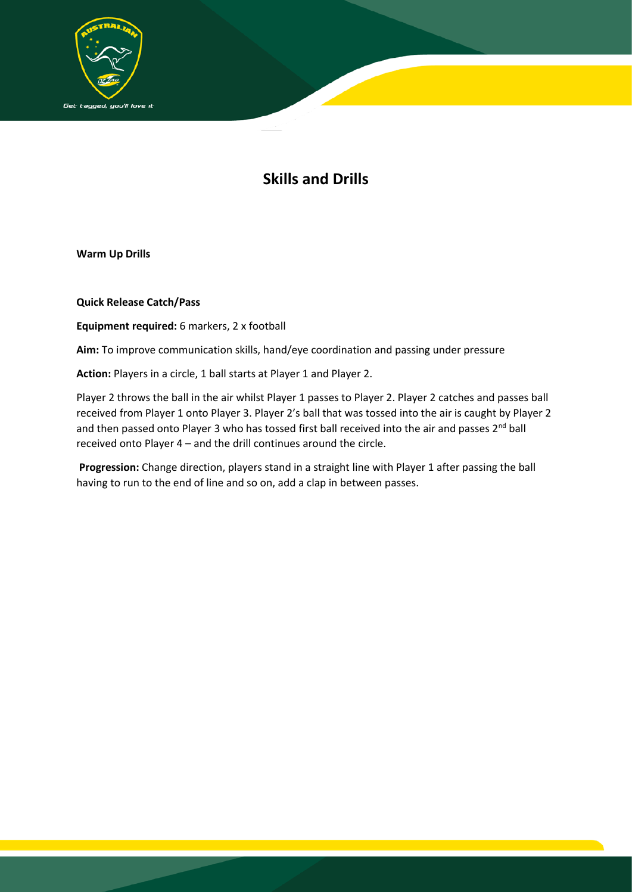# Skills and Drills

**Warm Up Drills**

**Quick Release Catch/Pass**

**Equipment required:** 6 markers, 2 x football

**Aim:** To improve communication skills, hand/eye coordination and passing under pressure

**Action:** Players in a circle, 1 ball starts at Player 1 and Player 2.

Player 2 throws the ball in the air whilst Player 1 passes to Player 2. Player 2 catches and passes ball received from Player 1 onto Player 3. Player 2's ball that was tossed into the air is caught by Player 2 and then passed onto Player 3 who has tossed first ball received into the air and passes 2nd ball received onto Player 4 – and the drill continues around the circle.

**Progression:** Change direction, players stand in a straight line with Player 1 after passing the ball having to run to the end of line and so on, add a clap in between passes.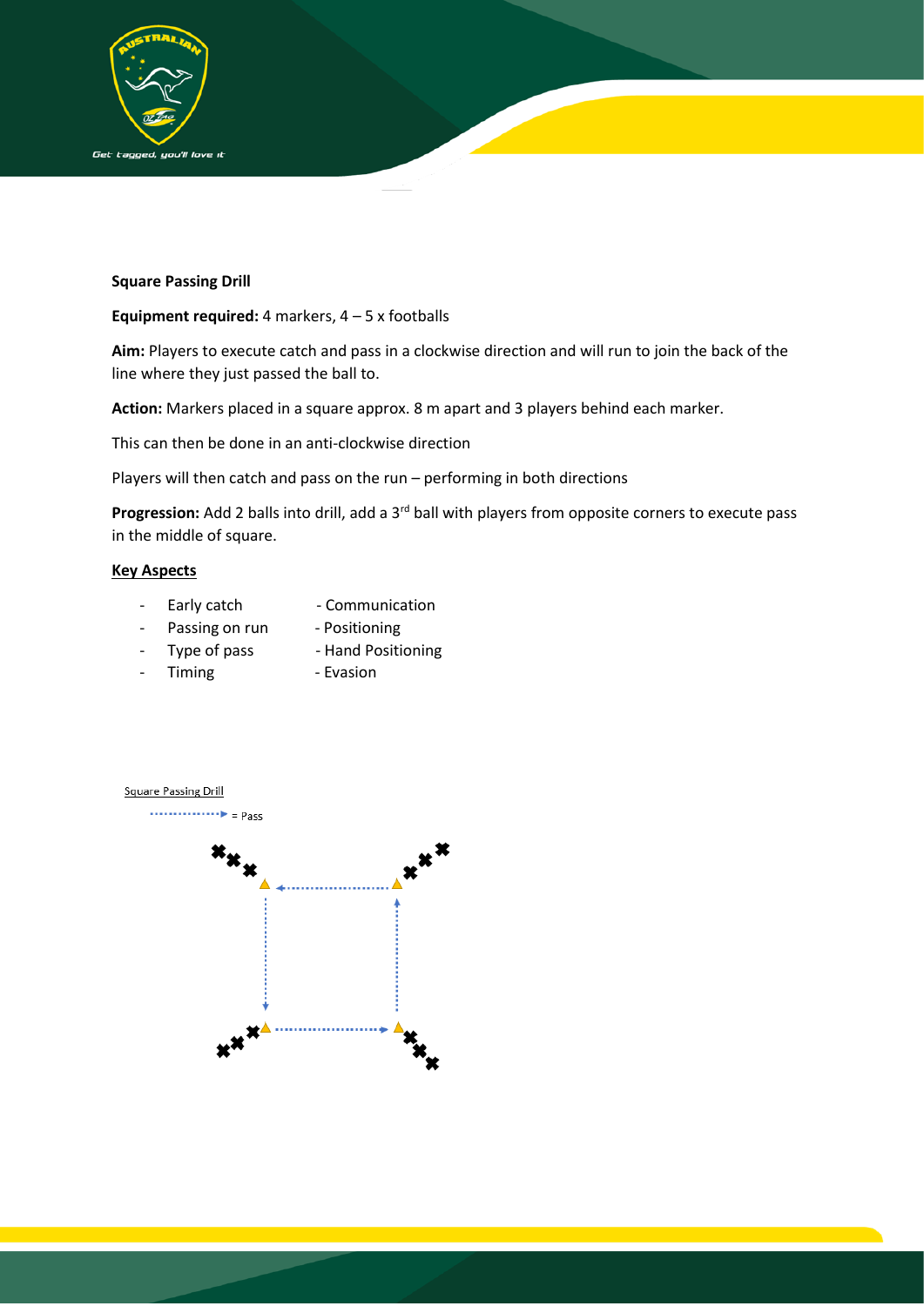**Square Passing Drill**

**Equipment required:** 4 markers, 4 – 5 x footballs

**Aim:** Players to execute catch and pass in a clockwise direction and will run to join the back of the line where they just passed the ball to.

**Action:** Markers placed in a square approx. 8 m apart and 3 players behind each marker.

This can then be done in an anti-clockwise direction

Players will then catch and pass on the run – performing in both directions

**Progression:** Add 2 balls into drill, add a 3rd ball with players from opposite corners to execute pass in the middle of square.

**Key Aspects**

- Early catch
- Passing on run
- Type of pass
- Timing
- Communication
- Positioning
- Hand Positioning
- Evasion

Square Passing Drill

= Pass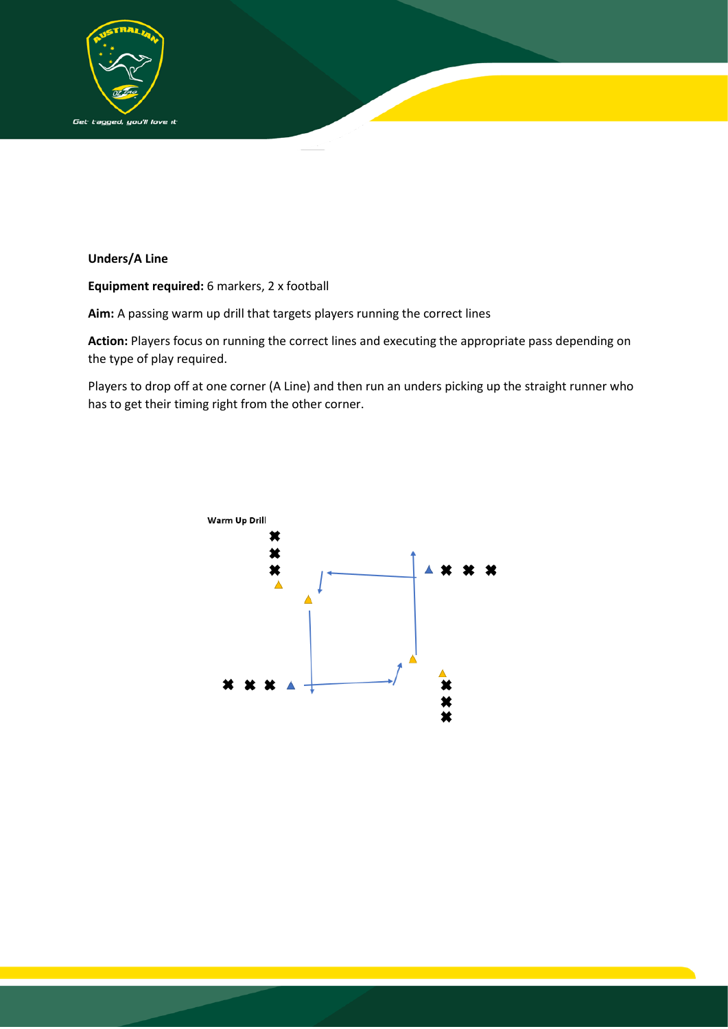**Unders/A Line**

**Equipment required:** 6 markers, 2 x football

**Aim:** A passing warm up drill that targets players running the correct lines

**Action:** Players focus on running the correct lines and executing the appropriate pass depending on the type of play required.

Players to drop off at one corner (A Line) and then run an unders picking up the straight runner who has to get their timing right from the other corner.

Warm Up Drill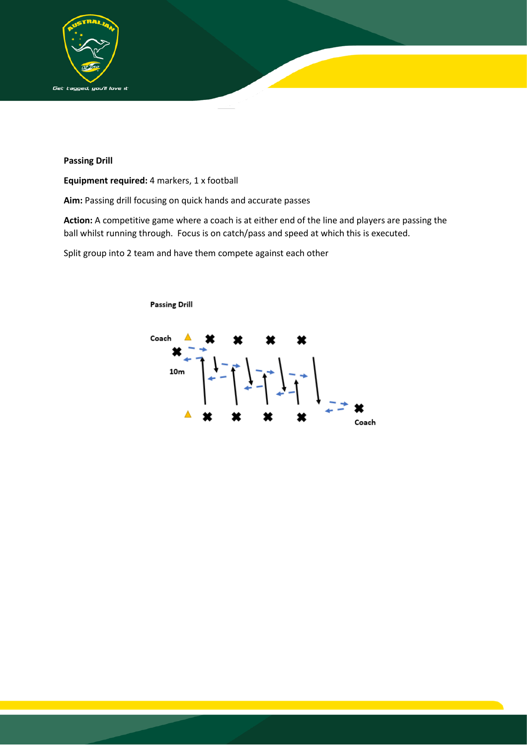**Passing Drill**

**Equipment required:** 4 markers, 1 x football

**Aim:** Passing drill focusing on quick hands and accurate passes

**Action:** A competitive game where a coach is at either end of the line and players are passing the ball whilst running through. Focus is on catch/pass and speed at which this is executed.

Split group into 2 team and have them compete against each other

Passing Drill

Coach

10m

Coach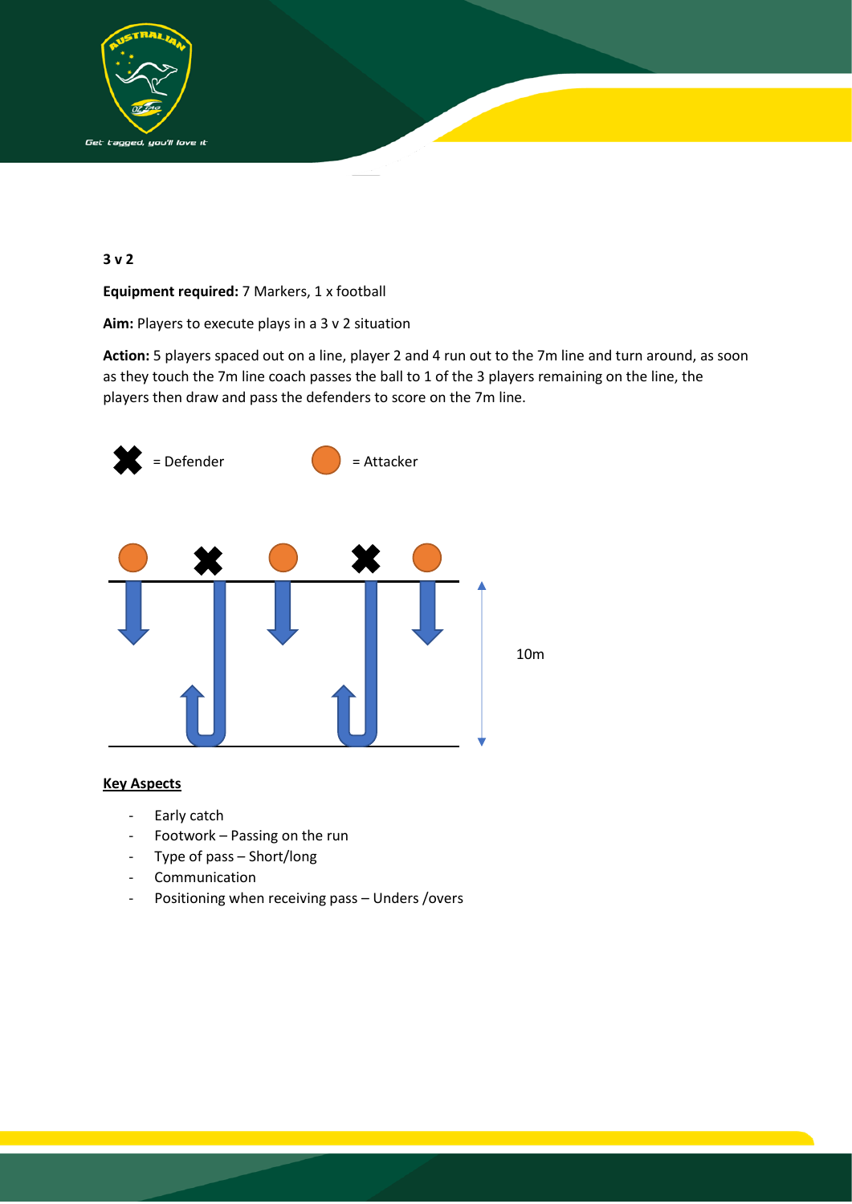**3 v 2**

**Equipment required:** 7 Markers, 1 x football

**Aim:** Players to execute plays in a 3 v 2 situation

**Action:** 5 players spaced out on a line, player 2 and 4 run out to the 7m line and turn around, as soon as they touch the 7m line coach passes the ball to 1 of the 3 players remaining on the line, the players then draw and pass the defenders to score on the 7m line.

= Defender = Attacker

10m

**Key Aspects**

- Early catch
- Footwork – Passing on the run
- Type of pass – Short/long
- Communication
- Positioning when receiving pass – Unders /overs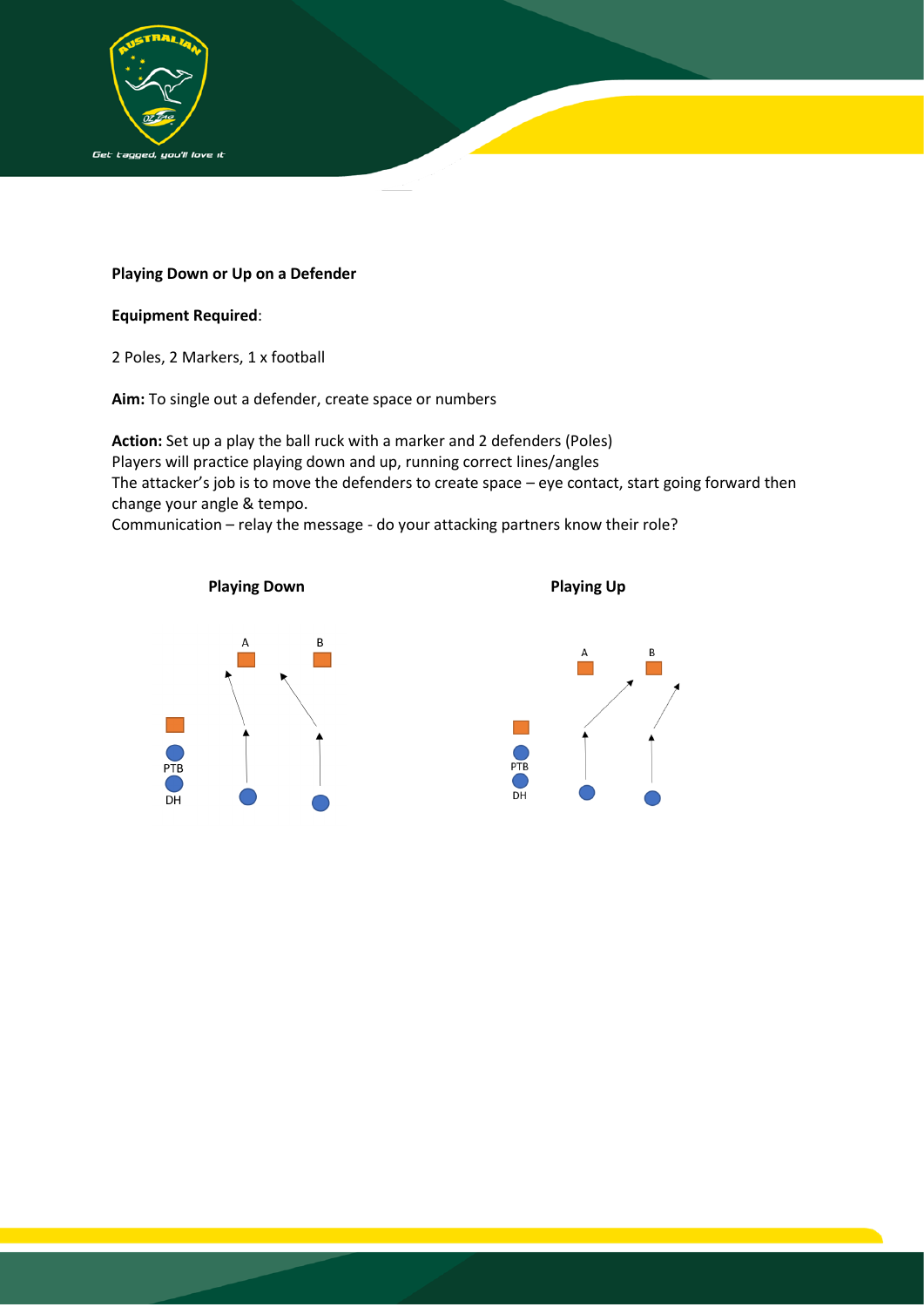**Playing Down or Up on a Defender**

**Equipment Required**:

2 Poles, 2 Markers, 1 x football

**Aim:** To single out a defender, create space or numbers

**Action:** Set up a play the ball ruck with a marker and 2 defenders (Poles)
Players will practice playing down and up, running correct lines/angles
The attacker's job is to move the defenders to create space – eye contact, start going forward then change your angle & tempo.
Communication – relay the message - do your attacking partners know their role?

**Playing Down**

A B

PTB

DH

**Playing Up**

A B

PTB

DH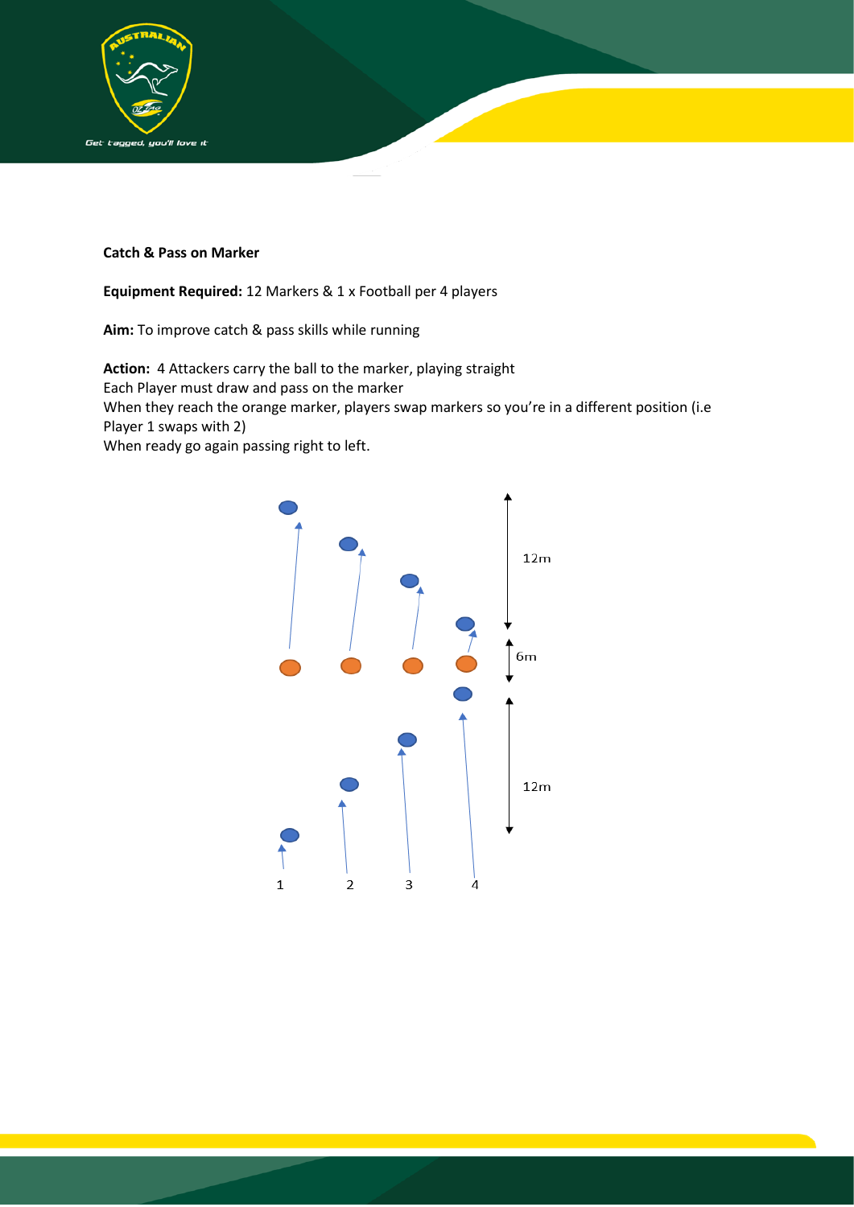**Catch & Pass on Marker**

**Equipment Required:** 12 Markers & 1 x Football per 4 players

**Aim:** To improve catch & pass skills while running

**Action:** 4 Attackers carry the ball to the marker, playing straight
Each Player must draw and pass on the marker
When they reach the orange marker, players swap markers so you're in a different position (i.e Player 1 swaps with 2)
When ready go again passing right to left.

12m

6m

12m

1 2 3 4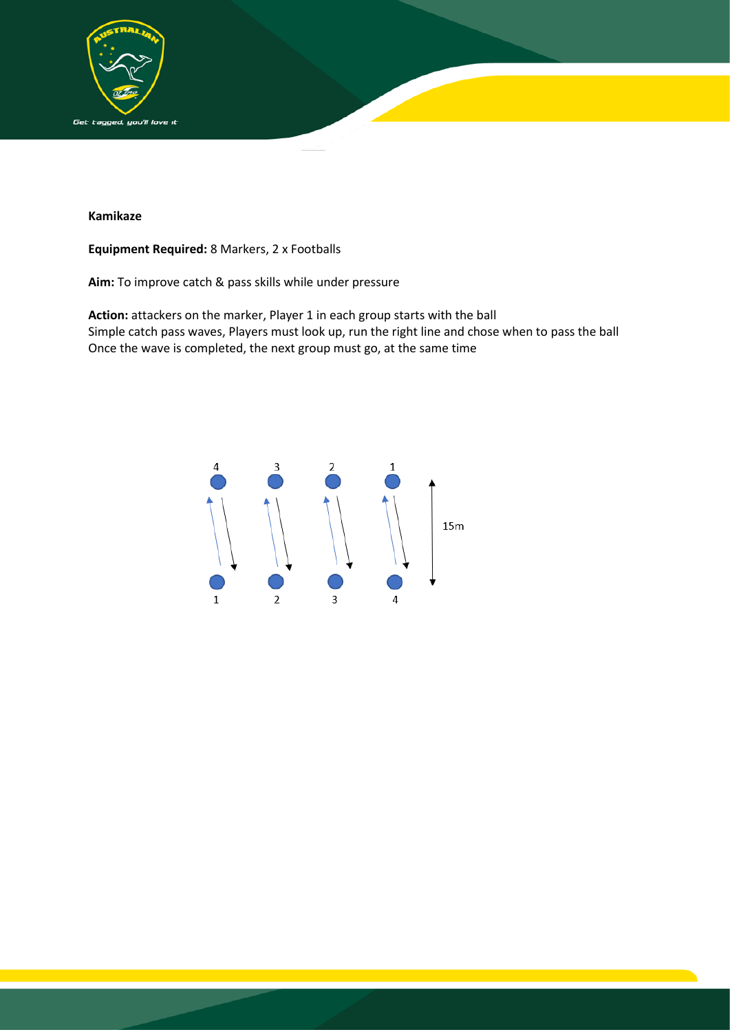**Kamikaze**

**Equipment Required:** 8 Markers, 2 x Footballs

**Aim:** To improve catch & pass skills while under pressure

**Action:** attackers on the marker, Player 1 in each group starts with the ball
Simple catch pass waves, Players must look up, run the right line and chose when to pass the ball
Once the wave is completed, the next group must go, at the same time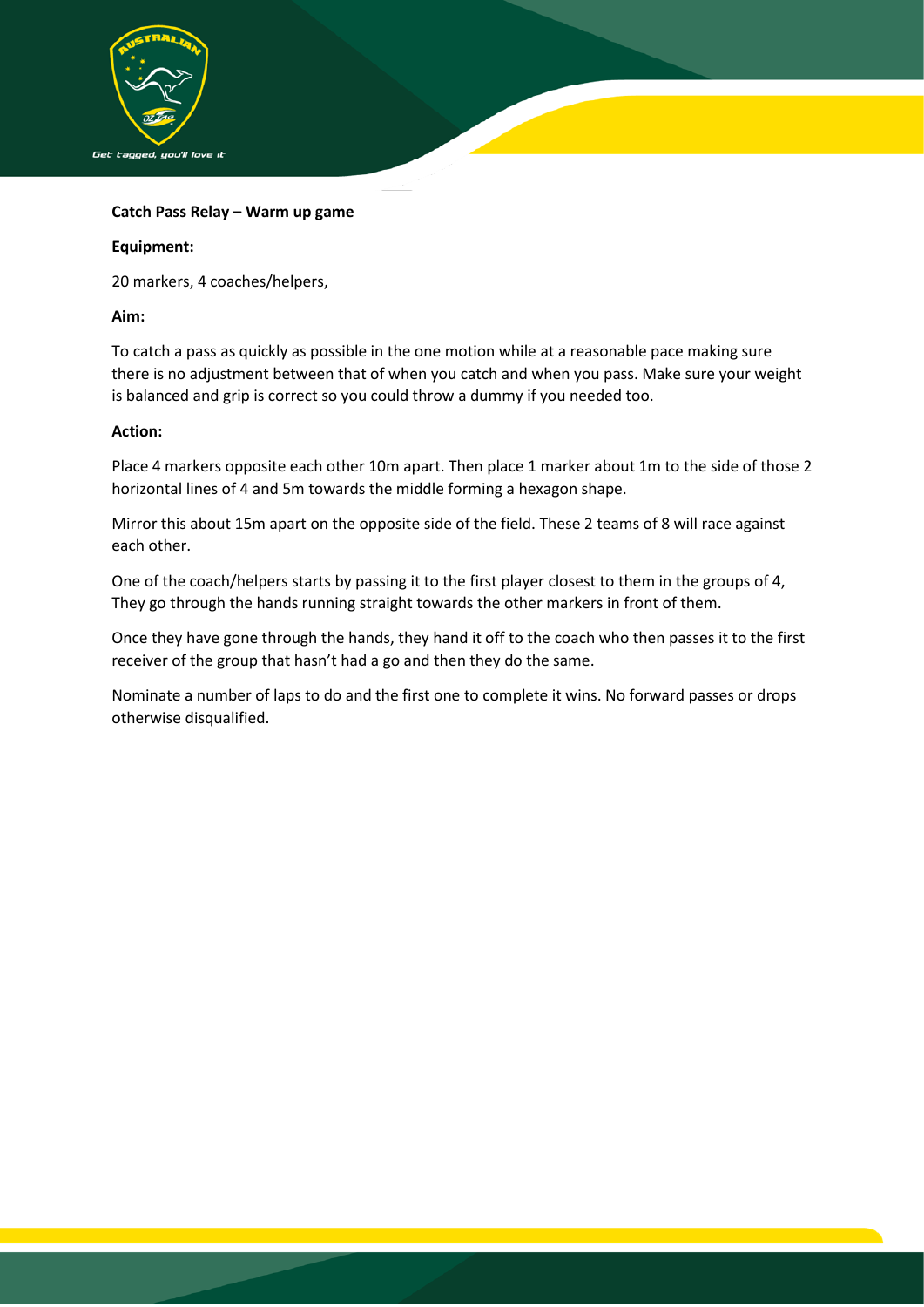**Catch Pass Relay – Warm up game**

**Equipment:**

20 markers, 4 coaches/helpers,

**Aim:**

To catch a pass as quickly as possible in the one motion while at a reasonable pace making sure there is no adjustment between that of when you catch and when you pass. Make sure your weight is balanced and grip is correct so you could throw a dummy if you needed too.

**Action:**

Place 4 markers opposite each other 10m apart. Then place 1 marker about 1m to the side of those 2 horizontal lines of 4 and 5m towards the middle forming a hexagon shape.

Mirror this about 15m apart on the opposite side of the field. These 2 teams of 8 will race against each other.

One of the coach/helpers starts by passing it to the first player closest to them in the groups of 4, They go through the hands running straight towards the other markers in front of them.

Once they have gone through the hands, they hand it off to the coach who then passes it to the first receiver of the group that hasn't had a go and then they do the same.

Nominate a number of laps to do and the first one to complete it wins. No forward passes or drops otherwise disqualified.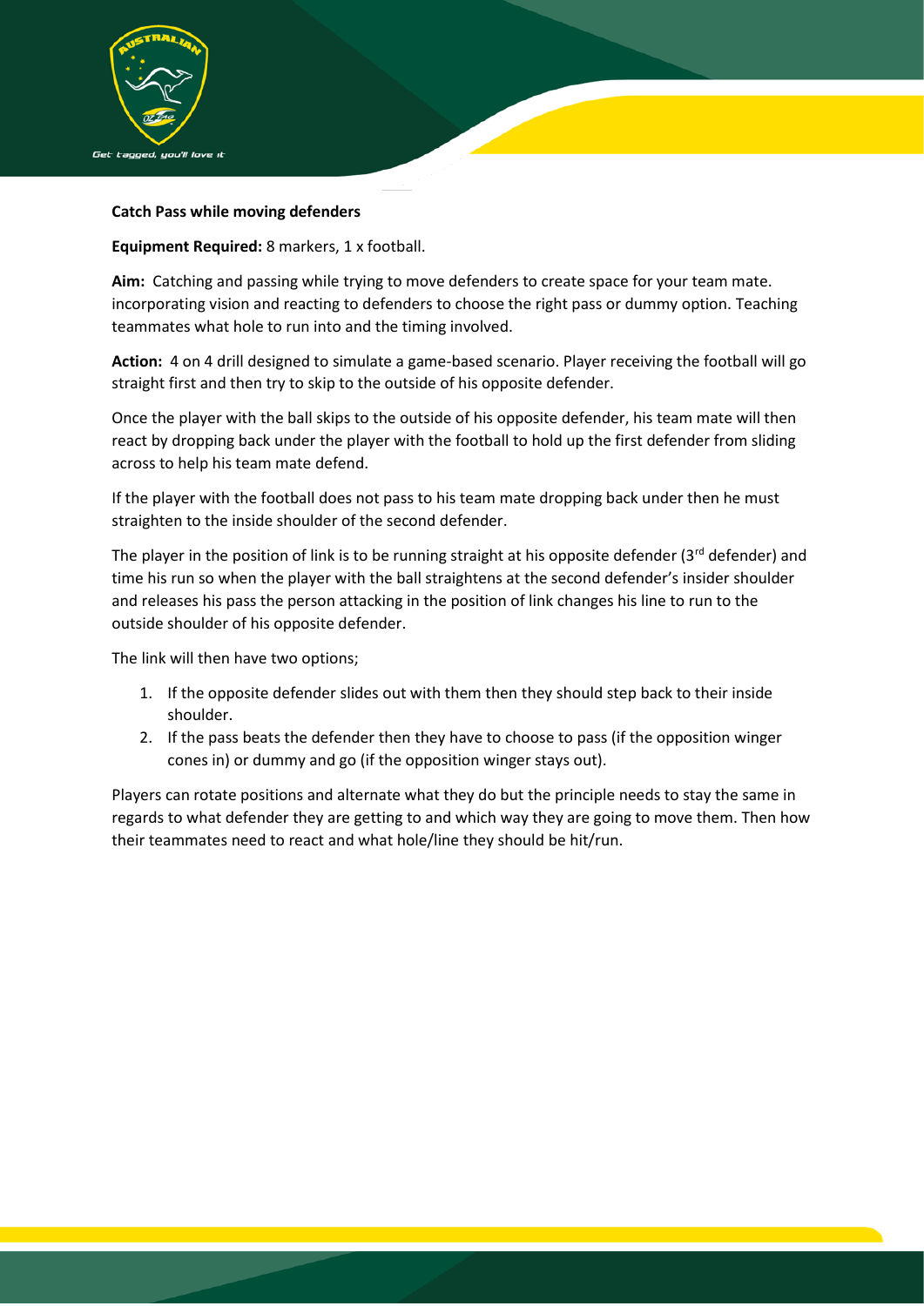**Catch Pass while moving defenders**

**Equipment Required:** 8 markers, 1 x football.

**Aim:** Catching and passing while trying to move defenders to create space for your team mate. incorporating vision and reacting to defenders to choose the right pass or dummy option. Teaching teammates what hole to run into and the timing involved.

**Action:** 4 on 4 drill designed to simulate a game-based scenario. Player receiving the football will go straight first and then try to skip to the outside of his opposite defender.

Once the player with the ball skips to the outside of his opposite defender, his team mate will then react by dropping back under the player with the football to hold up the first defender from sliding across to help his team mate defend.

If the player with the football does not pass to his team mate dropping back under then he must straighten to the inside shoulder of the second defender.

The player in the position of link is to be running straight at his opposite defender (3rd defender) and time his run so when the player with the ball straightens at the second defender's insider shoulder and releases his pass the person attacking in the position of link changes his line to run to the outside shoulder of his opposite defender.

The link will then have two options;

1. If the opposite defender slides out with them then they should step back to their inside shoulder.
2. If the pass beats the defender then they have to choose to pass (if the opposition winger cones in) or dummy and go (if the opposition winger stays out).

Players can rotate positions and alternate what they do but the principle needs to stay the same in regards to what defender they are getting to and which way they are going to move them. Then how their teammates need to react and what hole/line they should be hit/run.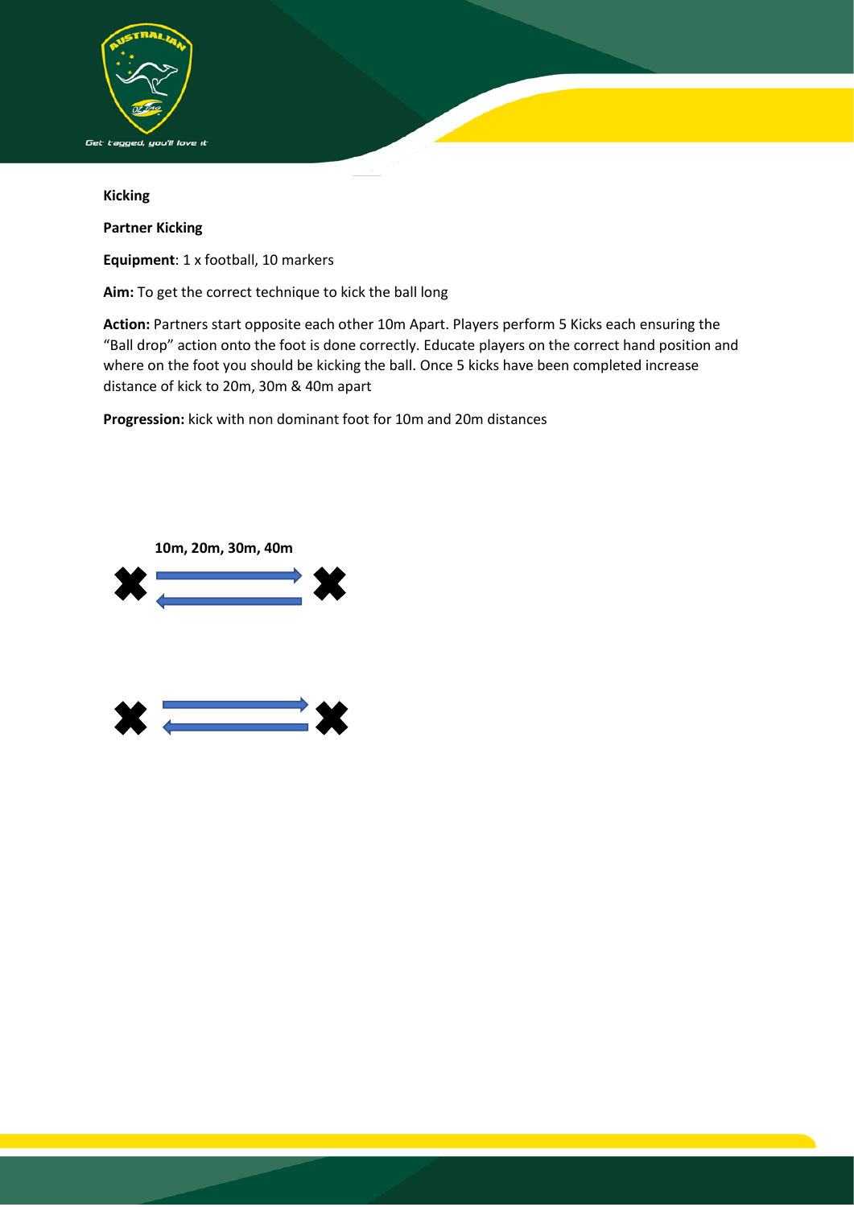**Kicking**

**Partner Kicking**

**Equipment**: 1 x football, 10 markers

**Aim:** To get the correct technique to kick the ball long

**Action:** Partners start opposite each other 10m Apart. Players perform 5 Kicks each ensuring the "Ball drop" action onto the foot is done correctly. Educate players on the correct hand position and where on the foot you should be kicking the ball. Once 5 kicks have been completed increase distance of kick to 20m, 30m & 40m apart

**Progression:** kick with non dominant foot for 10m and 20m distances

**10m, 20m, 30m, 40m**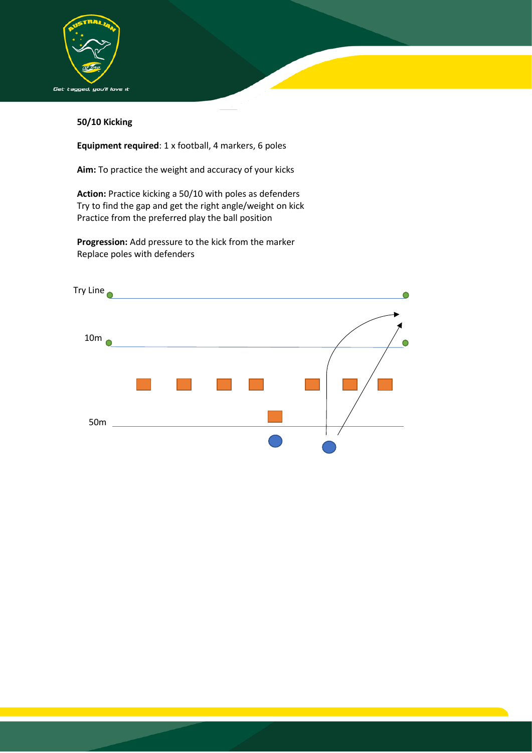**50/10 Kicking**

**Equipment required**: 1 x football, 4 markers, 6 poles

**Aim:** To practice the weight and accuracy of your kicks

**Action:** Practice kicking a 50/10 with poles as defenders
Try to find the gap and get the right angle/weight on kick
Practice from the preferred play the ball position

**Progression:** Add pressure to the kick from the marker
Replace poles with defenders

Try Line

10m

50m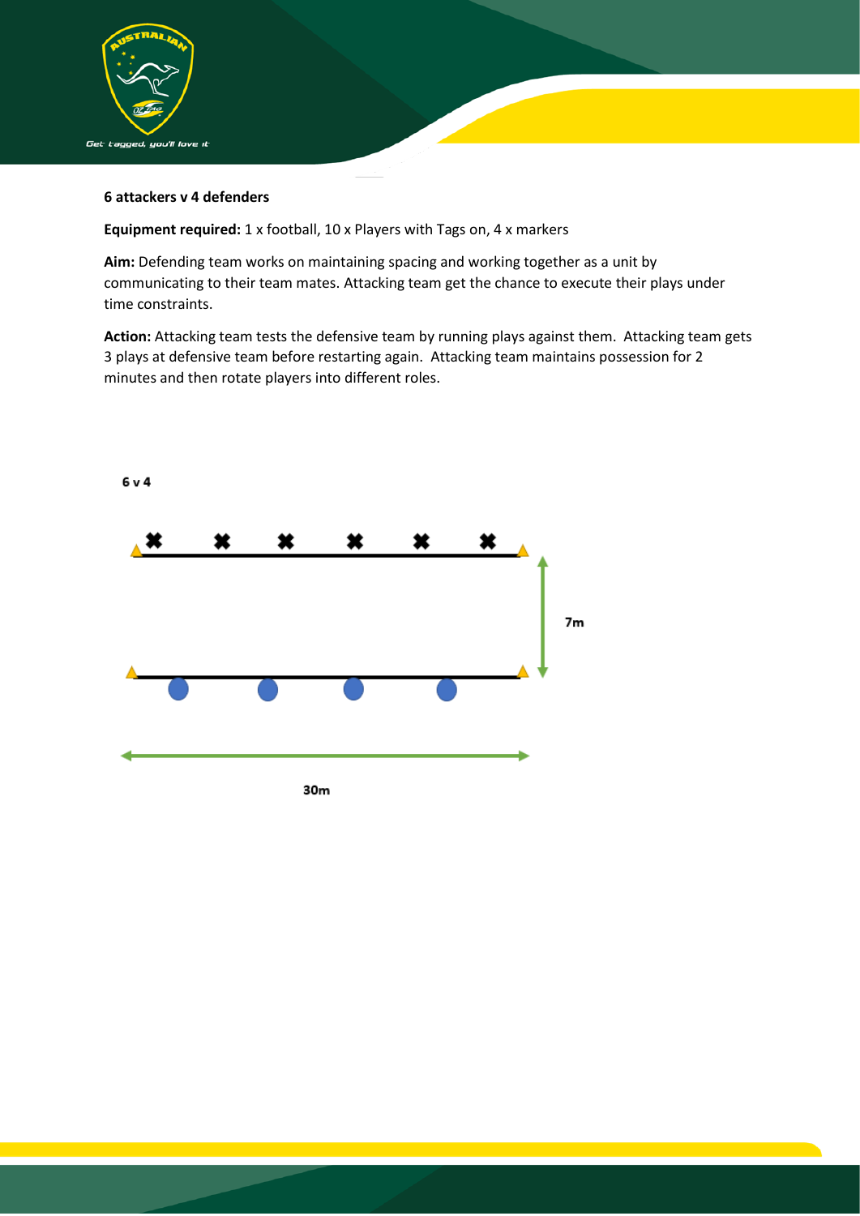**6 attackers v 4 defenders**

**Equipment required:** 1 x football, 10 x Players with Tags on, 4 x markers

**Aim:** Defending team works on maintaining spacing and working together as a unit by communicating to their team mates. Attacking team get the chance to execute their plays under time constraints.

**Action:** Attacking team tests the defensive team by running plays against them. Attacking team gets 3 plays at defensive team before restarting again. Attacking team maintains possession for 2 minutes and then rotate players into different roles.

6 v 4

7m

30m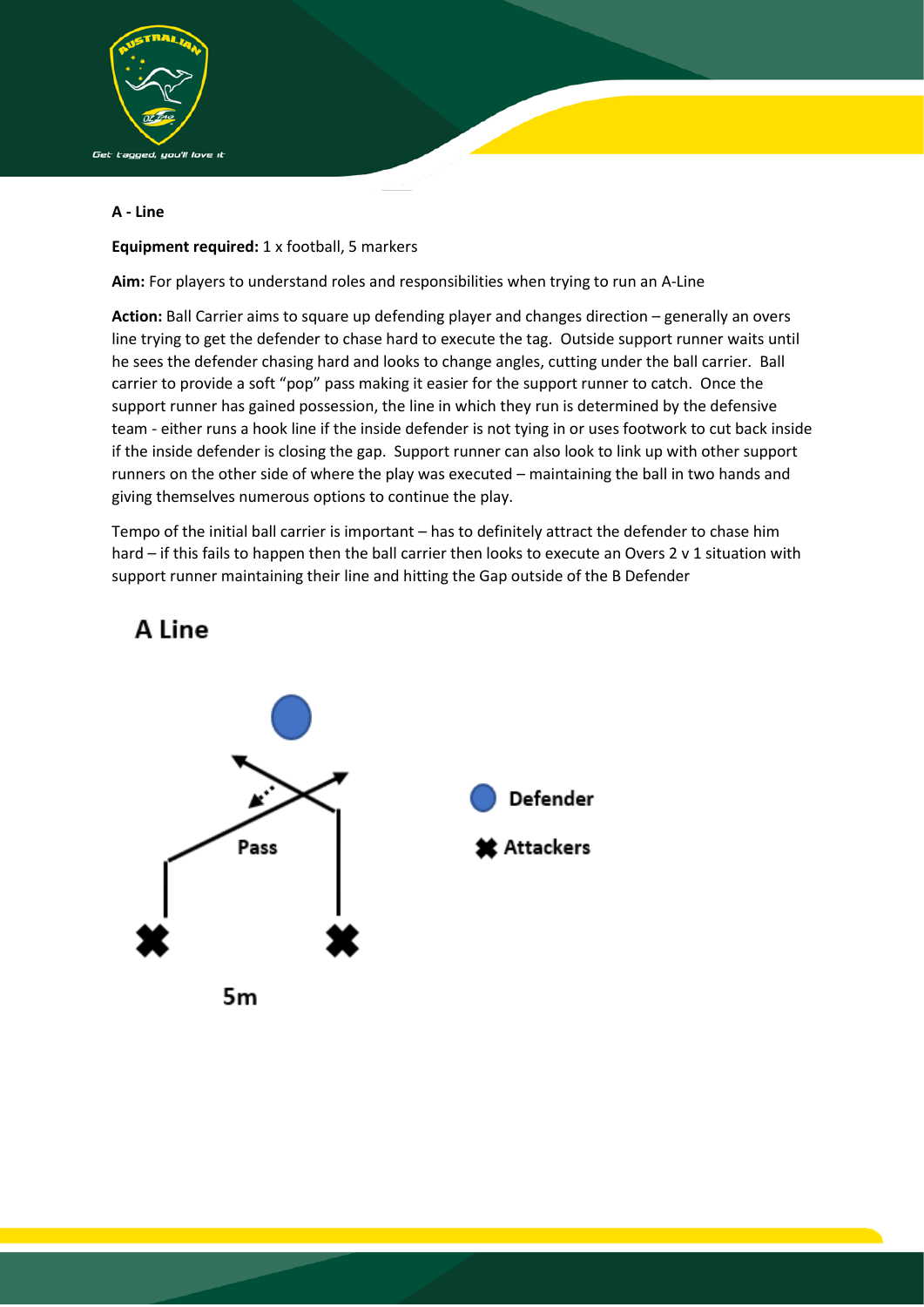**A - Line**

**Equipment required:** 1 x football, 5 markers

**Aim:** For players to understand roles and responsibilities when trying to run an A-Line

**Action:** Ball Carrier aims to square up defending player and changes direction – generally an overs line trying to get the defender to chase hard to execute the tag. Outside support runner waits until he sees the defender chasing hard and looks to change angles, cutting under the ball carrier. Ball carrier to provide a soft "pop" pass making it easier for the support runner to catch. Once the support runner has gained possession, the line in which they run is determined by the defensive team - either runs a hook line if the inside defender is not tying in or uses footwork to cut back inside if the inside defender is closing the gap. Support runner can also look to link up with other support runners on the other side of where the play was executed – maintaining the ball in two hands and giving themselves numerous options to continue the play.

Tempo of the initial ball carrier is important – has to definitely attract the defender to chase him hard – if this fails to happen then the ball carrier then looks to execute an Overs 2 v 1 situation with support runner maintaining their line and hitting the Gap outside of the B Defender

**A Line**

Pass

Defender

Attackers

5m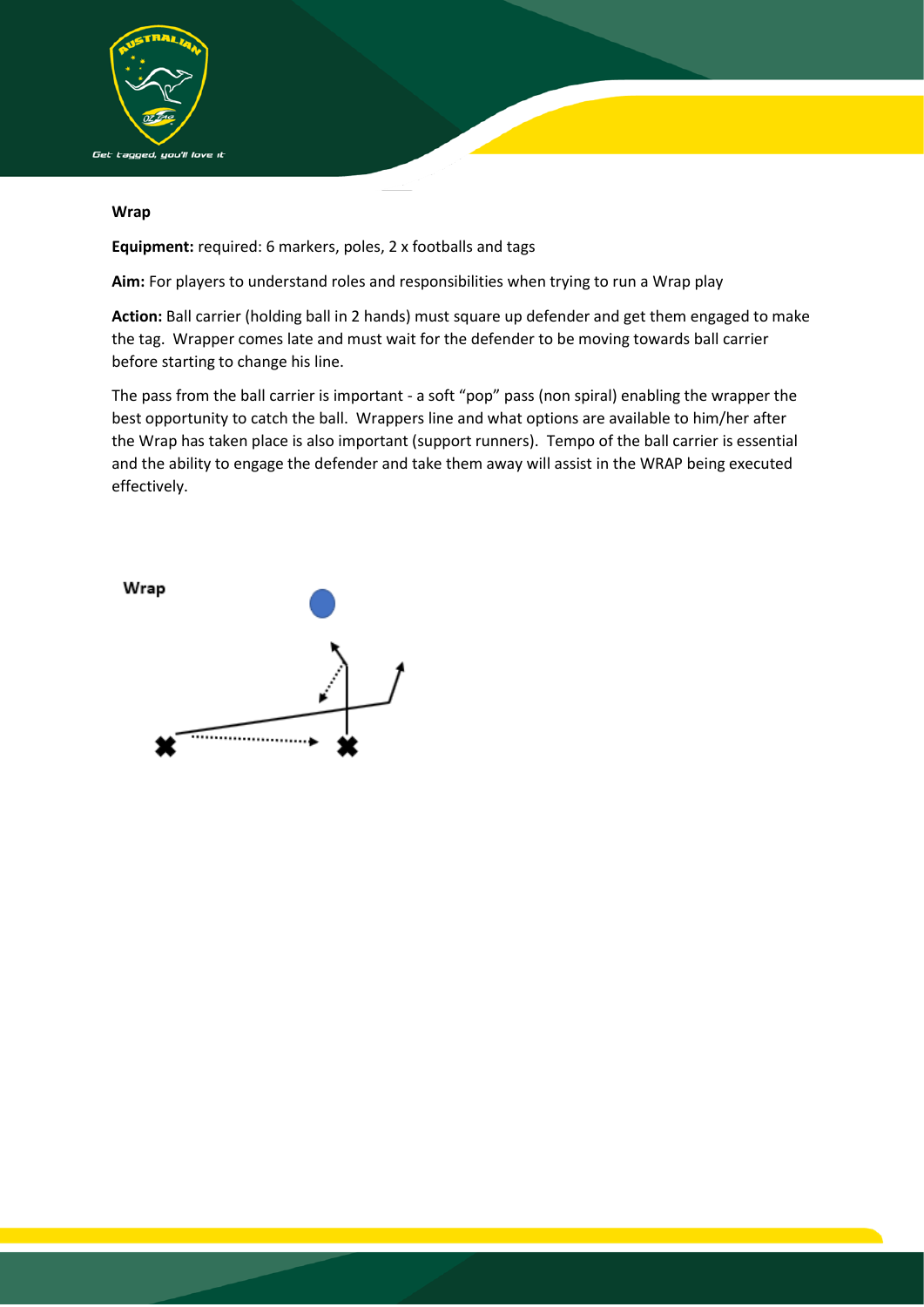**Wrap**

**Equipment:** required: 6 markers, poles, 2 x footballs and tags

**Aim:** For players to understand roles and responsibilities when trying to run a Wrap play

**Action:** Ball carrier (holding ball in 2 hands) must square up defender and get them engaged to make the tag. Wrapper comes late and must wait for the defender to be moving towards ball carrier before starting to change his line.

The pass from the ball carrier is important - a soft "pop" pass (non spiral) enabling the wrapper the best opportunity to catch the ball. Wrappers line and what options are available to him/her after the Wrap has taken place is also important (support runners). Tempo of the ball carrier is essential and the ability to engage the defender and take them away will assist in the WRAP being executed effectively.

**Wrap**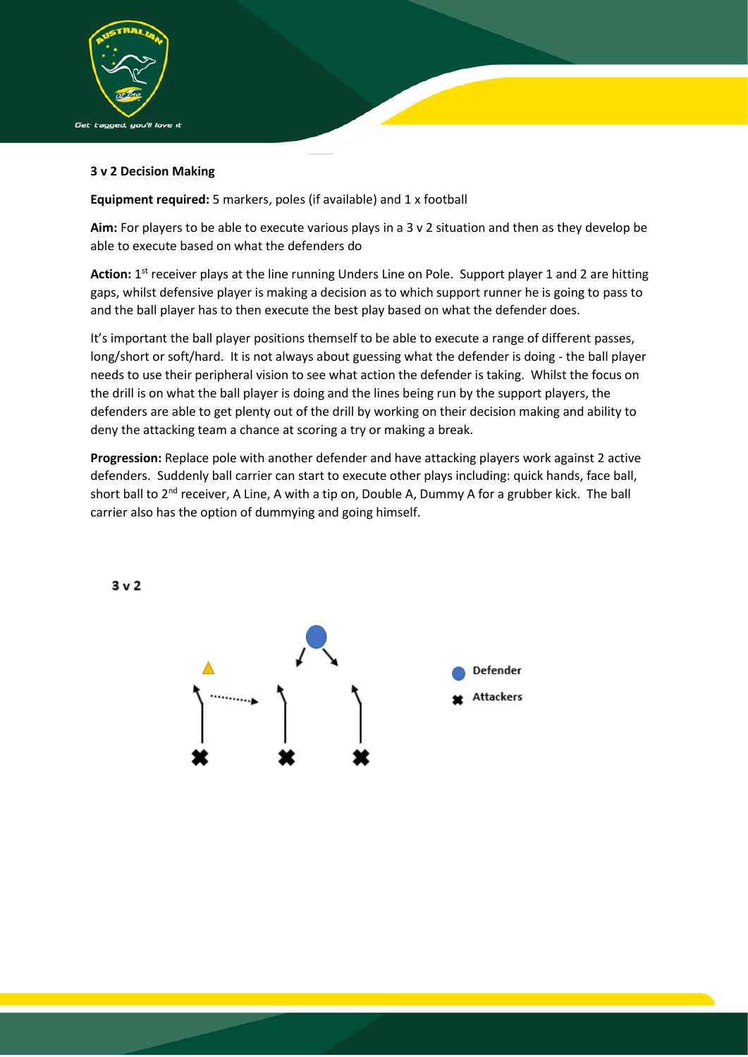**3 v 2 Decision Making**

**Equipment required:** 5 markers, poles (if available) and 1 x football

**Aim:** For players to be able to execute various plays in a 3 v 2 situation and then as they develop be able to execute based on what the defenders do

**Action:** 1st receiver plays at the line running Unders Line on Pole. Support player 1 and 2 are hitting gaps, whilst defensive player is making a decision as to which support runner he is going to pass to and the ball player has to then execute the best play based on what the defender does.

It's important the ball player positions themself to be able to execute a range of different passes, long/short or soft/hard. It is not always about guessing what the defender is doing - the ball player needs to use their peripheral vision to see what action the defender is taking. Whilst the focus on the drill is on what the ball player is doing and the lines being run by the support players, the defenders are able to get plenty out of the drill by working on their decision making and ability to deny the attacking team a chance at scoring a try or making a break.

**Progression:** Replace pole with another defender and have attacking players work against 2 active defenders. Suddenly ball carrier can start to execute other plays including: quick hands, face ball, short ball to 2nd receiver, A Line, A with a tip on, Double A, Dummy A for a grubber kick. The ball carrier also has the option of dummying and going himself.

**3 v 2**

Defender

Attackers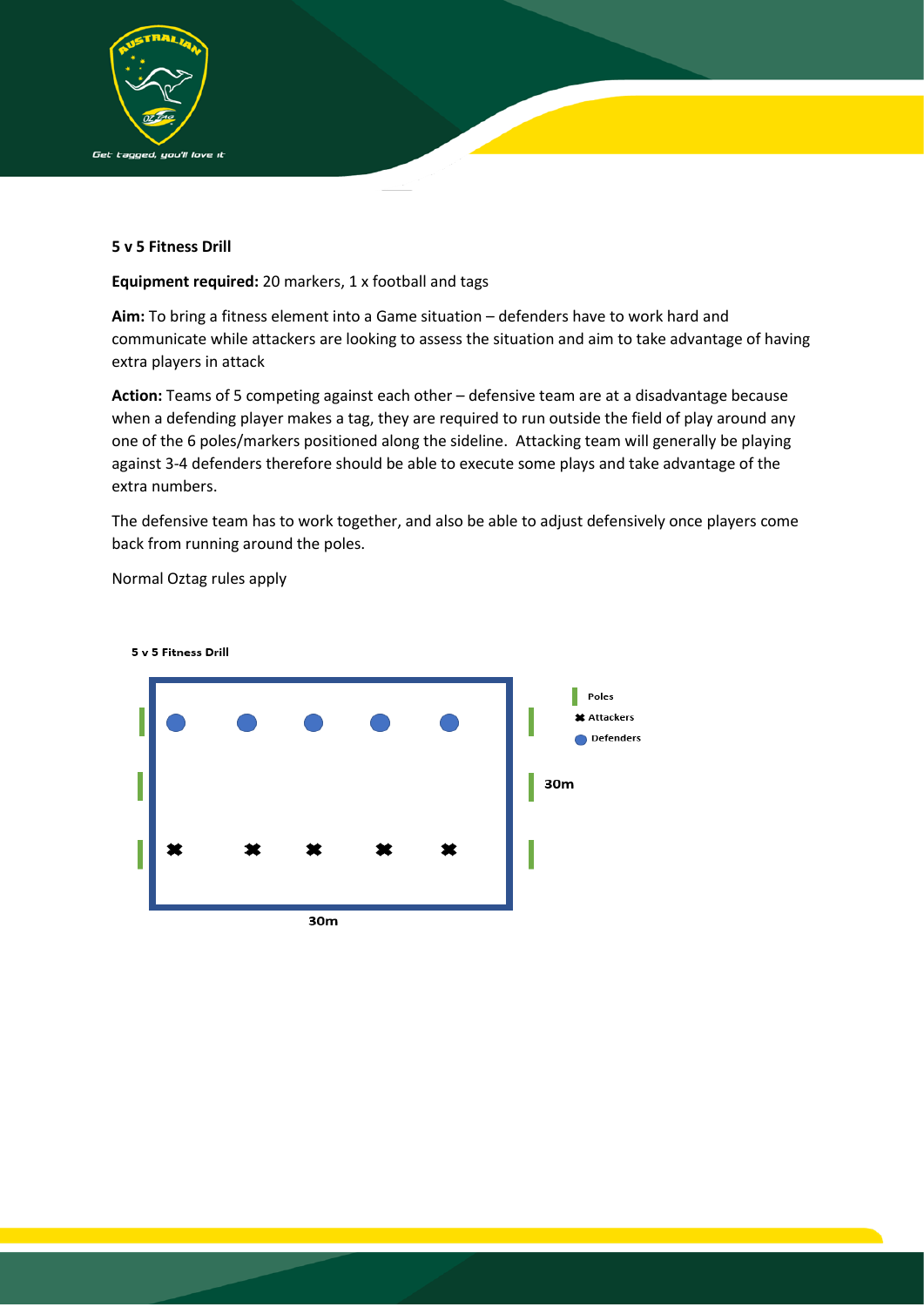**5 v 5 Fitness Drill**

**Equipment required:** 20 markers, 1 x football and tags

**Aim:** To bring a fitness element into a Game situation – defenders have to work hard and communicate while attackers are looking to assess the situation and aim to take advantage of having extra players in attack

**Action:** Teams of 5 competing against each other – defensive team are at a disadvantage because when a defending player makes a tag, they are required to run outside the field of play around any one of the 6 poles/markers positioned along the sideline. Attacking team will generally be playing against 3-4 defenders therefore should be able to execute some plays and take advantage of the extra numbers.

The defensive team has to work together, and also be able to adjust defensively once players come back from running around the poles.

Normal Oztag rules apply

**5 v 5 Fitness Drill**

Poles
Attackers
Defenders

30m

30m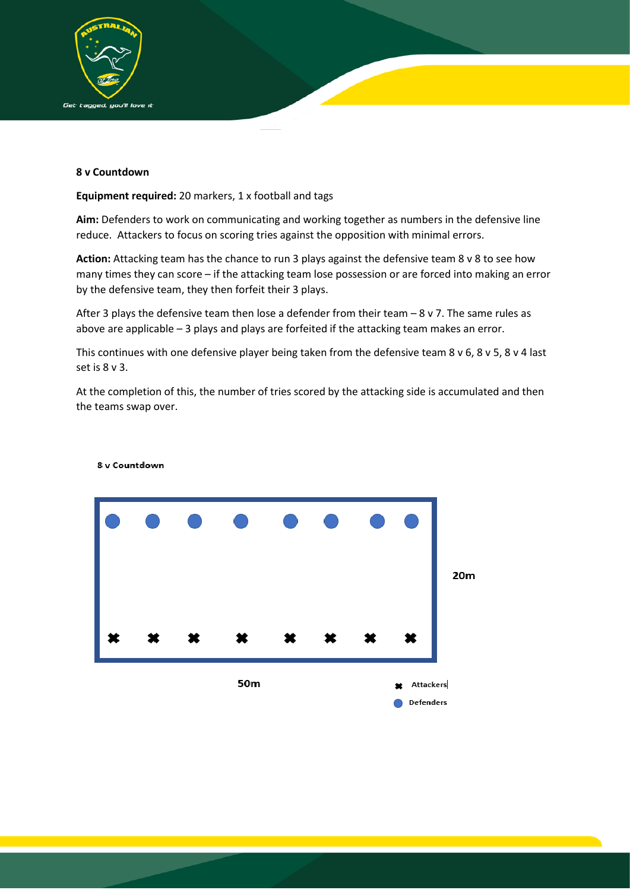**8 v Countdown**

**Equipment required:** 20 markers, 1 x football and tags

**Aim:** Defenders to work on communicating and working together as numbers in the defensive line reduce. Attackers to focus on scoring tries against the opposition with minimal errors.

**Action:** Attacking team has the chance to run 3 plays against the defensive team 8 v 8 to see how many times they can score – if the attacking team lose possession or are forced into making an error by the defensive team, they then forfeit their 3 plays.

After 3 plays the defensive team then lose a defender from their team – 8 v 7. The same rules as above are applicable – 3 plays and plays are forfeited if the attacking team makes an error.

This continues with one defensive player being taken from the defensive team 8 v 6, 8 v 5, 8 v 4 last set is 8 v 3.

At the completion of this, the number of tries scored by the attacking side is accumulated and then the teams swap over.

**8 v Countdown**

20m

50m

✖ Attackers

● Defenders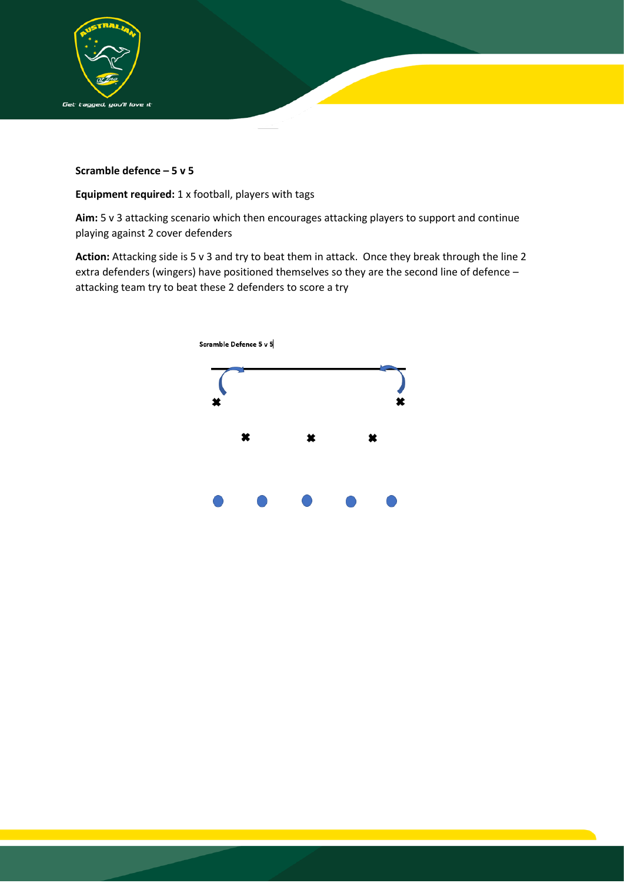**Scramble defence – 5 v 5**

**Equipment required:** 1 x football, players with tags

**Aim:** 5 v 3 attacking scenario which then encourages attacking players to support and continue playing against 2 cover defenders

**Action:** Attacking side is 5 v 3 and try to beat them in attack. Once they break through the line 2 extra defenders (wingers) have positioned themselves so they are the second line of defence – attacking team try to beat these 2 defenders to score a try

Scramble Defence 5 v 5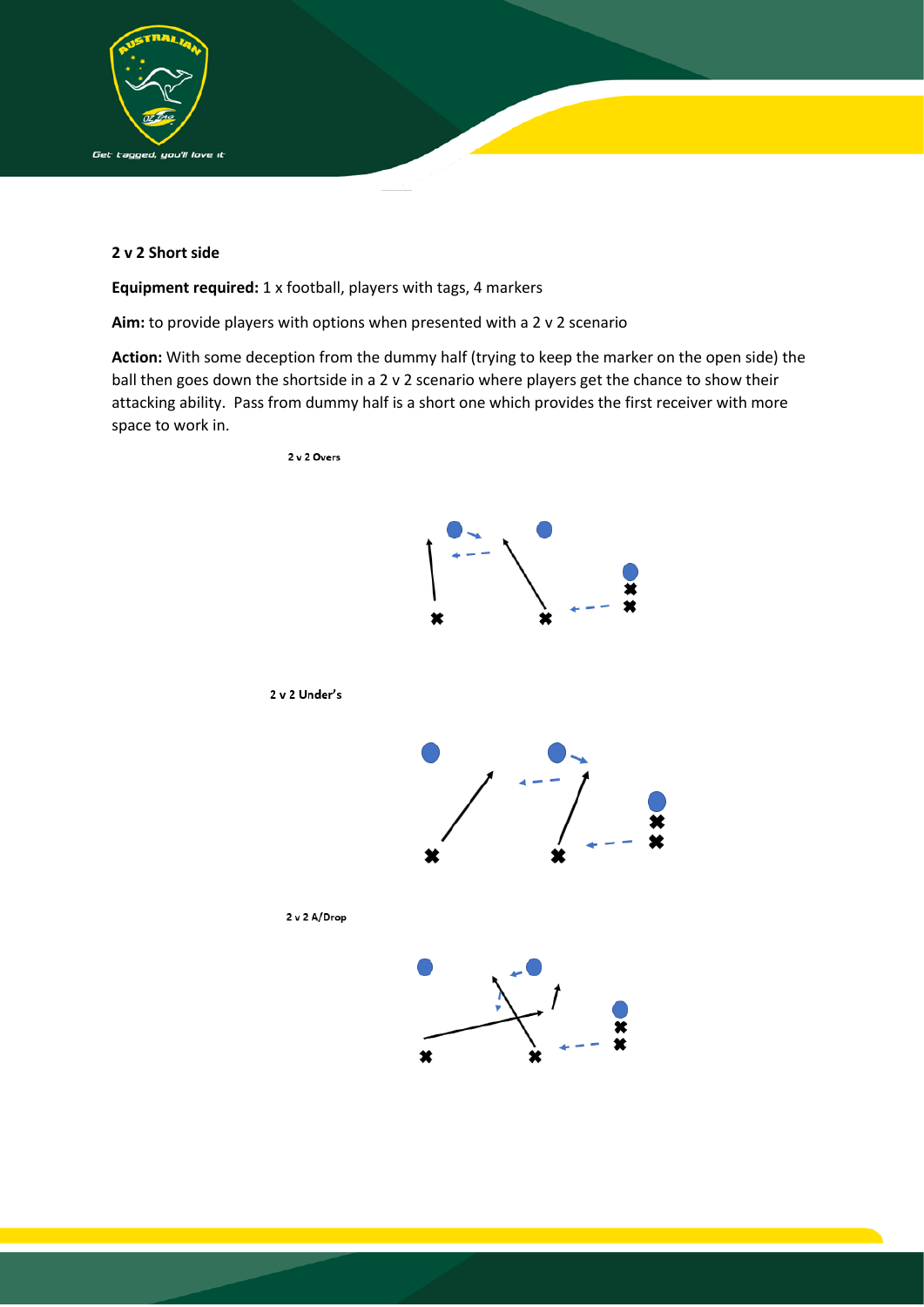**2 v 2 Short side**

**Equipment required:** 1 x football, players with tags, 4 markers

**Aim:** to provide players with options when presented with a 2 v 2 scenario

**Action:** With some deception from the dummy half (trying to keep the marker on the open side) the ball then goes down the shortside in a 2 v 2 scenario where players get the chance to show their attacking ability. Pass from dummy half is a short one which provides the first receiver with more space to work in.

2 v 2 Overs

2 v 2 Under's

2 v 2 A/Drop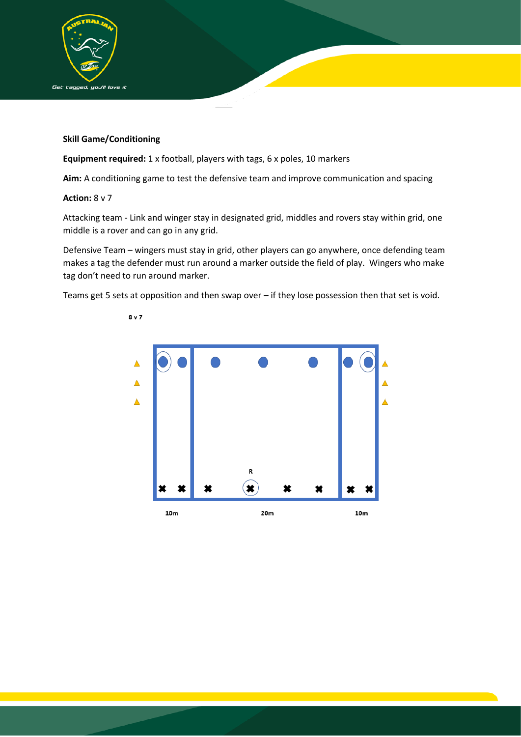**Skill Game/Conditioning**

**Equipment required:** 1 x football, players with tags, 6 x poles, 10 markers

**Aim:** A conditioning game to test the defensive team and improve communication and spacing

**Action:** 8 v 7

Attacking team - Link and winger stay in designated grid, middles and rovers stay within grid, one middle is a rover and can go in any grid.

Defensive Team – wingers must stay in grid, other players can go anywhere, once defending team makes a tag the defender must run around a marker outside the field of play. Wingers who make tag don't need to run around marker.

Teams get 5 sets at opposition and then swap over – if they lose possession then that set is void.

8 v 7

R

10m 20m 10m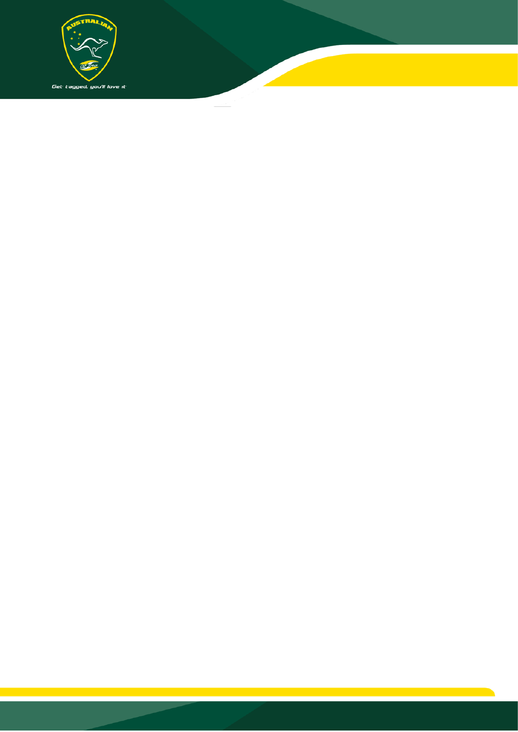Get tagged, you'll love it